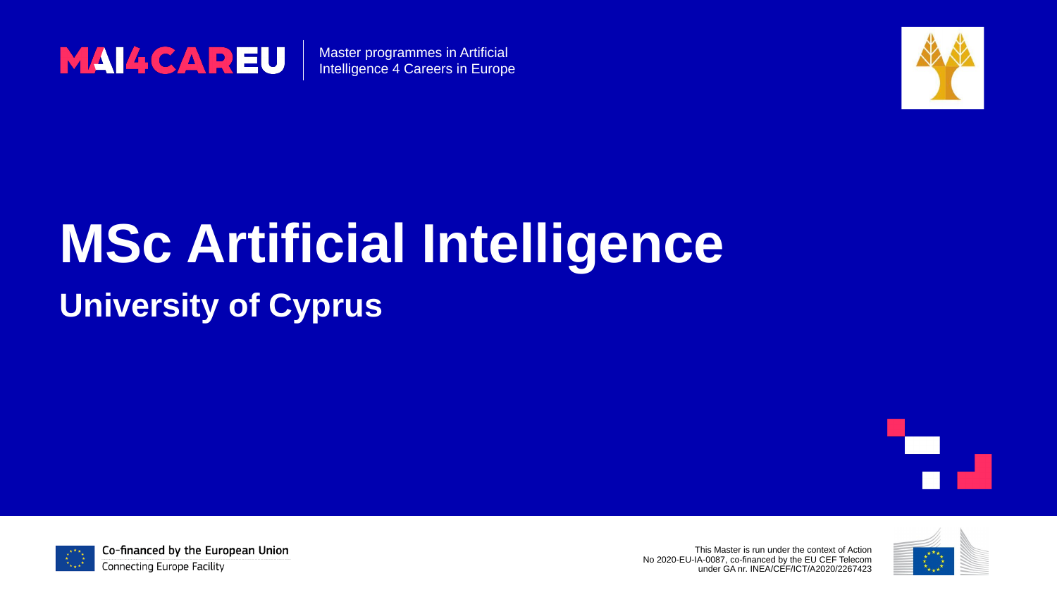MAI4CAREU | Master programmes in Artificial Intelligence 4 Careers in Europe

# MSc Artificial Intelligence

## University of Cyprus

Co-financed by the European Union
Connecting Europe Facility

This Master is run under the context of Action No 2020-EU-IA-0087, co-financed by the EU CEF Telecom under GA nr. INEA/CEF/ICT/A2020/2267423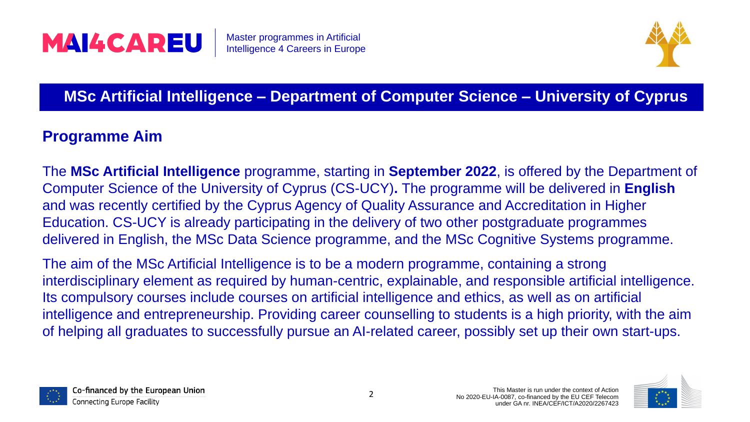# MSc Artificial Intelligence – Department of Computer Science – University of Cyprus

## Programme Aim

The **MSc Artificial Intelligence** programme, starting in **September 2022**, is offered by the Department of Computer Science of the University of Cyprus (CS-UCY)**.** The programme will be delivered in **English** and was recently certified by the Cyprus Agency of Quality Assurance and Accreditation in Higher Education. CS-UCY is already participating in the delivery of two other postgraduate programmes delivered in English, the MSc Data Science programme, and the MSc Cognitive Systems programme.

The aim of the MSc Artificial Intelligence is to be a modern programme, containing a strong interdisciplinary element as required by human-centric, explainable, and responsible artificial intelligence. Its compulsory courses include courses on artificial intelligence and ethics, as well as on artificial intelligence and entrepreneurship. Providing career counselling to students is a high priority, with the aim of helping all graduates to successfully pursue an AI-related career, possibly set up their own start-ups.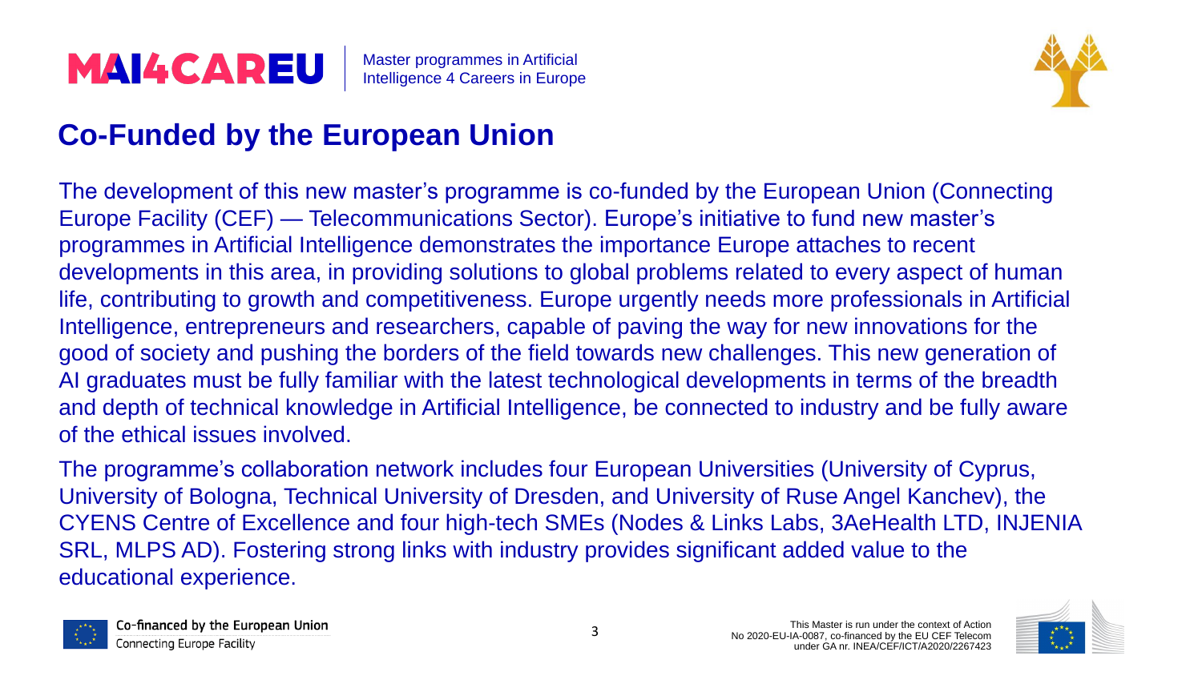# Co-Funded by the European Union

The development of this new master's programme is co-funded by the European Union (Connecting Europe Facility (CEF) — Telecommunications Sector). Europe's initiative to fund new master's programmes in Artificial Intelligence demonstrates the importance Europe attaches to recent developments in this area, in providing solutions to global problems related to every aspect of human life, contributing to growth and competitiveness. Europe urgently needs more professionals in Artificial Intelligence, entrepreneurs and researchers, capable of paving the way for new innovations for the good of society and pushing the borders of the field towards new challenges. This new generation of AI graduates must be fully familiar with the latest technological developments in terms of the breadth and depth of technical knowledge in Artificial Intelligence, be connected to industry and be fully aware of the ethical issues involved.

The programme's collaboration network includes four European Universities (University of Cyprus, University of Bologna, Technical University of Dresden, and University of Ruse Angel Kanchev), the CYENS Centre of Excellence and four high-tech SMEs (Nodes & Links Labs, 3AeHealth LTD, INJENIA SRL, MLPS AD). Fostering strong links with industry provides significant added value to the educational experience.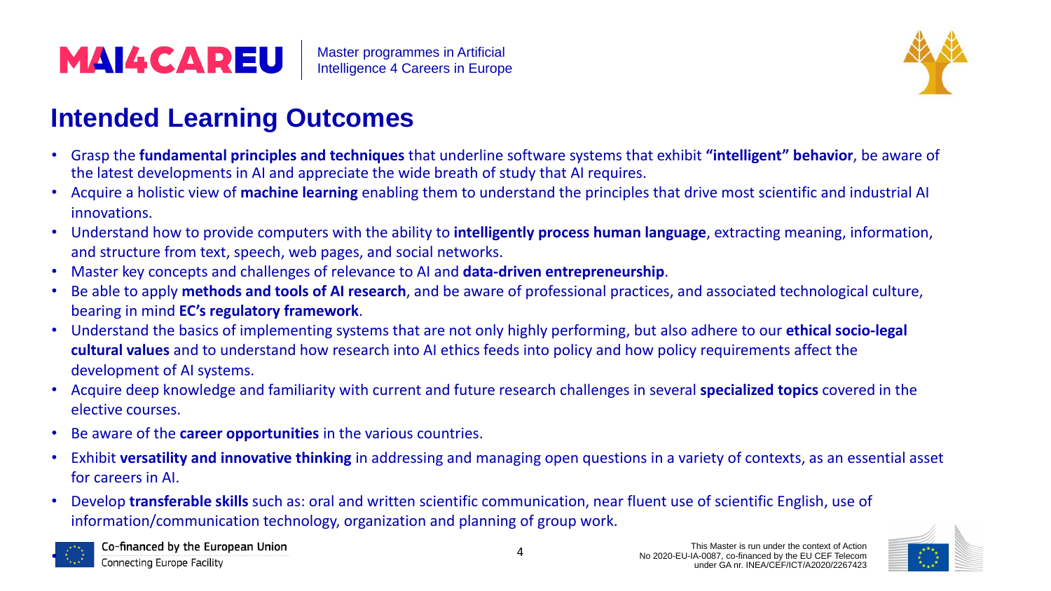# Intended Learning Outcomes

- Grasp the **fundamental principles and techniques** that underline software systems that exhibit **"intelligent" behavior**, be aware of the latest developments in AI and appreciate the wide breath of study that AI requires.
- Acquire a holistic view of **machine learning** enabling them to understand the principles that drive most scientific and industrial AI innovations.
- Understand how to provide computers with the ability to **intelligently process human language**, extracting meaning, information, and structure from text, speech, web pages, and social networks.
- Master key concepts and challenges of relevance to AI and **data-driven entrepreneurship**.
- Be able to apply **methods and tools of AI research**, and be aware of professional practices, and associated technological culture, bearing in mind **EC's regulatory framework**.
- Understand the basics of implementing systems that are not only highly performing, but also adhere to our **ethical socio-legal cultural values** and to understand how research into AI ethics feeds into policy and how policy requirements affect the development of AI systems.
- Acquire deep knowledge and familiarity with current and future research challenges in several **specialized topics** covered in the elective courses.
- Be aware of the **career opportunities** in the various countries.
- Exhibit **versatility and innovative thinking** in addressing and managing open questions in a variety of contexts, as an essential asset for careers in AI.
- Develop **transferable skills** such as: oral and written scientific communication, near fluent use of scientific English, use of information/communication technology, organization and planning of group work.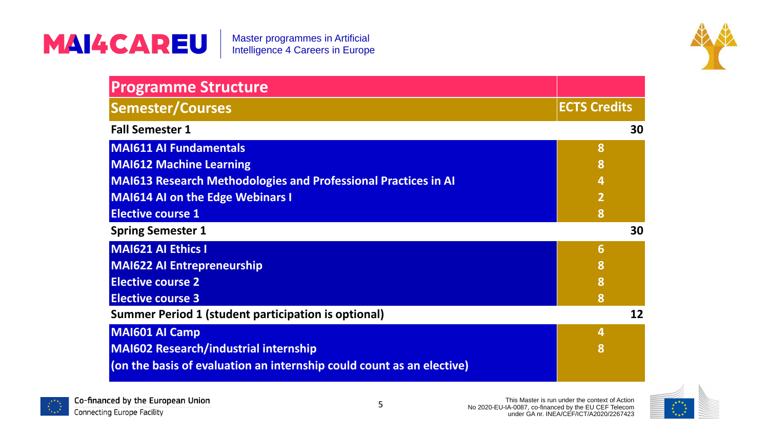| Programme Structure | |
|---|---|
| **Semester/Courses** | **ECTS Credits** |
| **Fall Semester 1** | **30** |
| MAI611 AI Fundamentals | 8 |
| MAI612 Machine Learning | 8 |
| MAI613 Research Methodologies and Professional Practices in AI | 4 |
| MAI614 AI on the Edge Webinars I | 2 |
| Elective course 1 | 8 |
| **Spring Semester 1** | **30** |
| MAI621 AI Ethics I | 6 |
| MAI622 AI Entrepreneurship | 8 |
| Elective course 2 | 8 |
| Elective course 3 | 8 |
| **Summer Period 1 (student participation is optional)** | **12** |
| MAI601 AI Camp | 4 |
| MAI602 Research/industrial internship | 8 |
| (on the basis of evaluation an internship could count as an elective) | |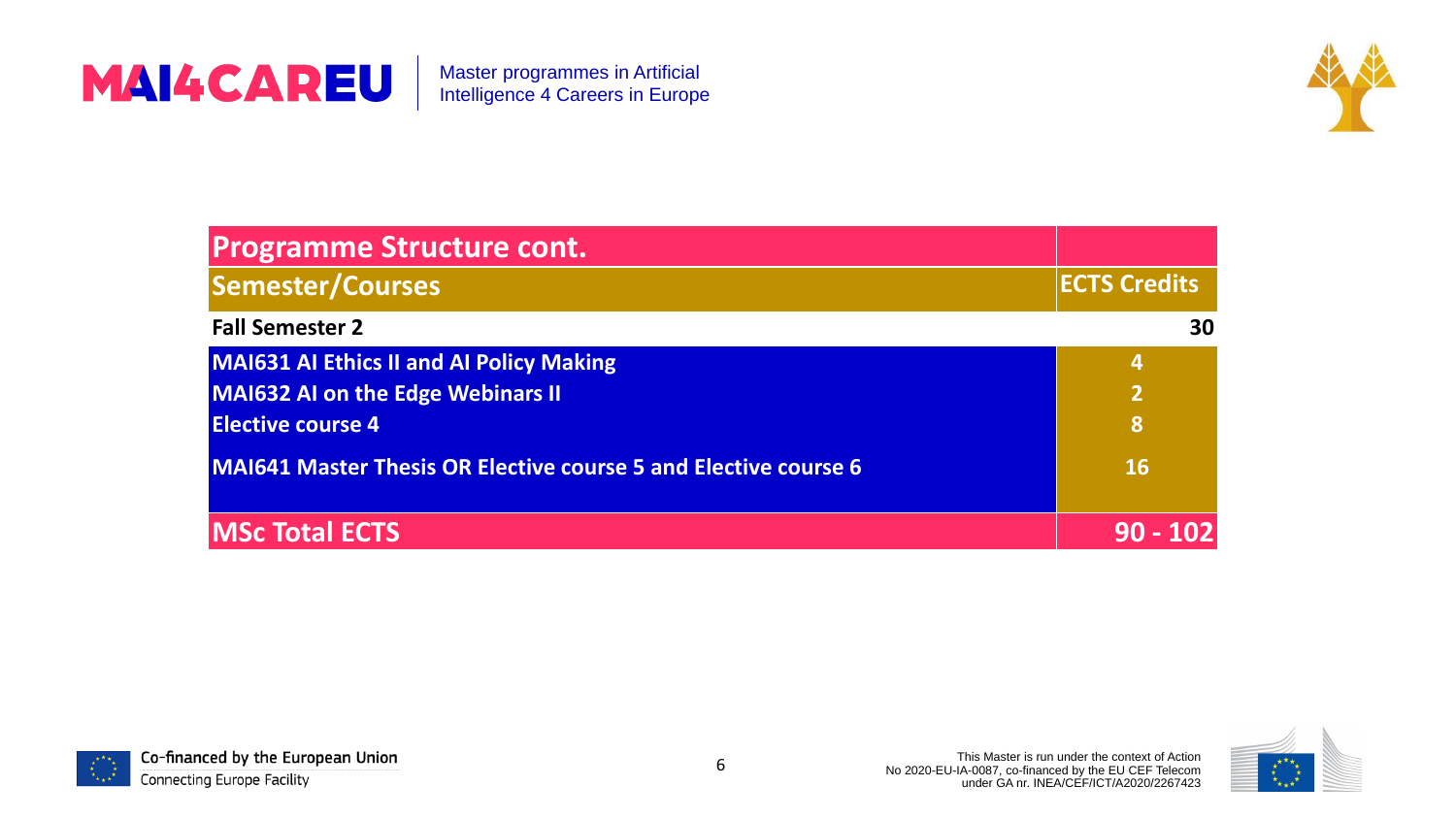| Programme Structure cont. | |
|---|---|
| **Semester/Courses** | **ECTS Credits** |
| **Fall Semester 2** | **30** |
| **MAI631 AI Ethics II and AI Policy Making** | **4** |
| **MAI632 AI on the Edge Webinars II** | **2** |
| **Elective course 4** | **8** |
| **MAI641 Master Thesis OR Elective course 5 and Elective course 6** | **16** |
| **MSc Total ECTS** | **90 - 102** |

Co-financed by the European Union
Connecting Europe Facility

This Master is run under the context of Action No 2020-EU-IA-0087, co-financed by the EU CEF Telecom under GA nr. INEA/CEF/ICT/A2020/2267423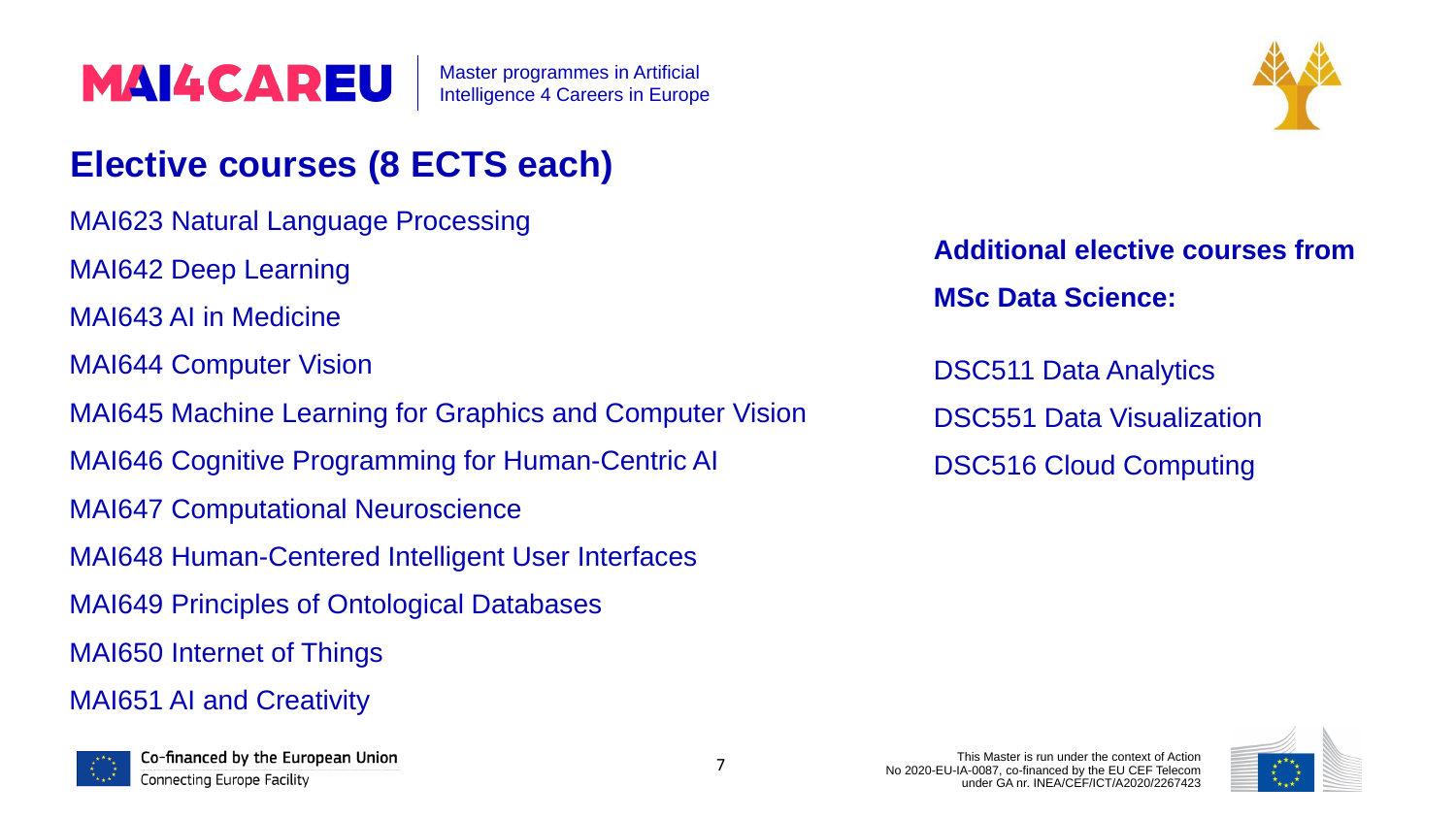## Elective courses (8 ECTS each)

MAI623 Natural Language Processing

MAI642 Deep Learning

MAI643 AI in Medicine

MAI644 Computer Vision

MAI645 Machine Learning for Graphics and Computer Vision

MAI646 Cognitive Programming for Human-Centric AI

MAI647 Computational Neuroscience

MAI648 Human-Centered Intelligent User Interfaces

MAI649 Principles of Ontological Databases

MAI650 Internet of Things

MAI651 AI and Creativity

**Additional elective courses from MSc Data Science:**

DSC511 Data Analytics

DSC551 Data Visualization

DSC516 Cloud Computing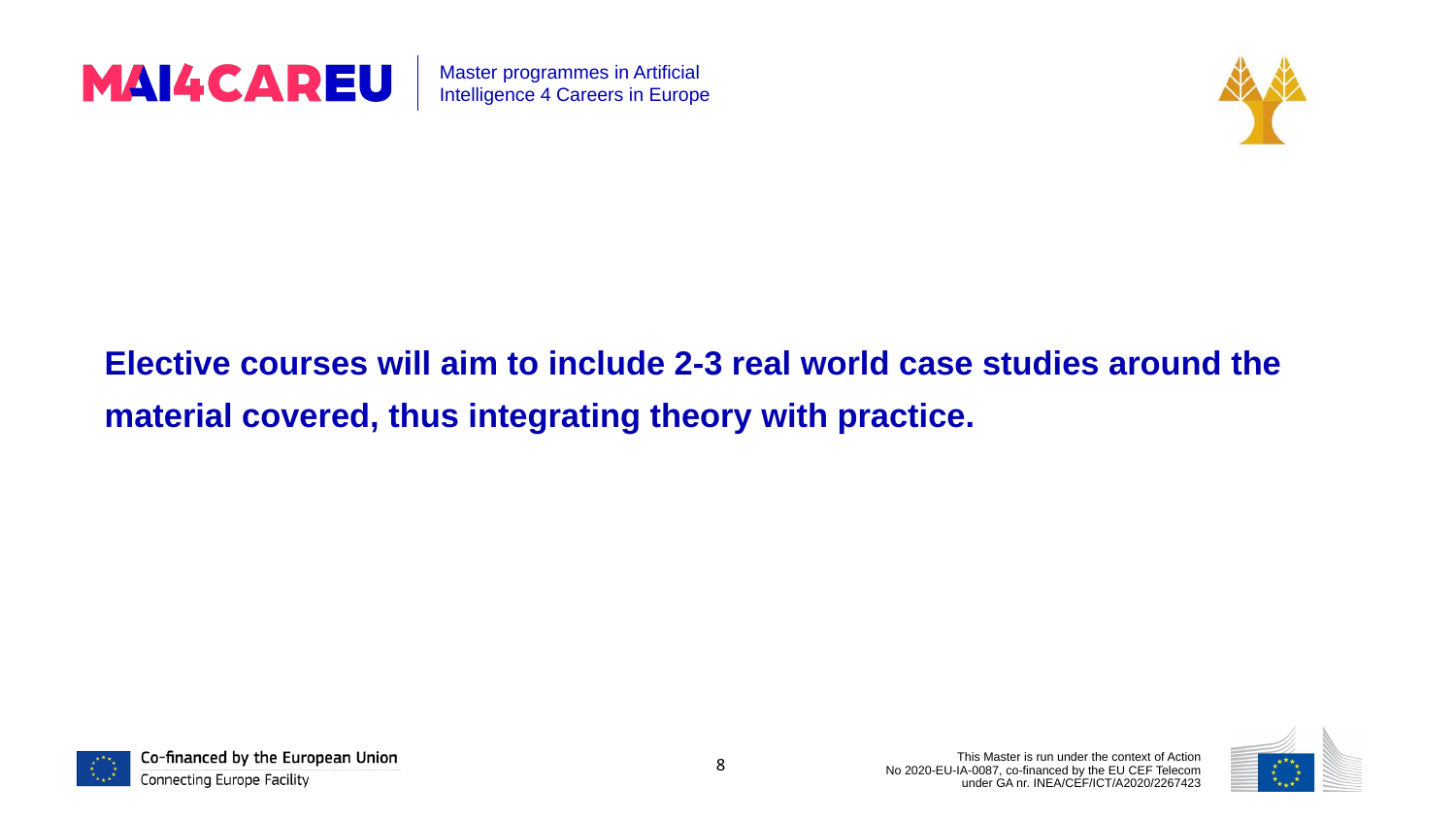**Elective courses will aim to include 2-3 real world case studies around the material covered, thus integrating theory with practice.**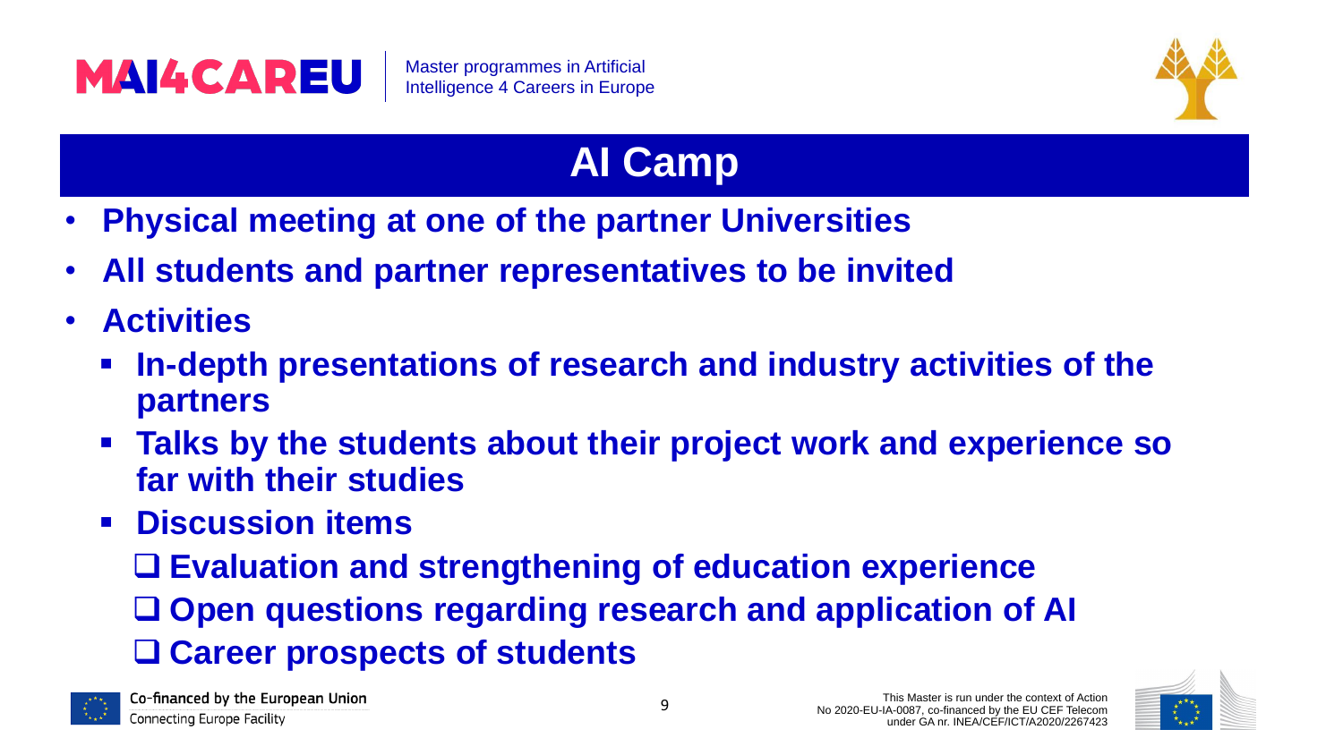# AI Camp

- **Physical meeting at one of the partner Universities**
- **All students and partner representatives to be invited**
- **Activities**
  - **In-depth presentations of research and industry activities of the partners**
  - **Talks by the students about their project work and experience so far with their studies**
  - **Discussion items**
    - ❑ **Evaluation and strengthening of education experience**
    - ❑ **Open questions regarding research and application of AI**
    - ❑ **Career prospects of students**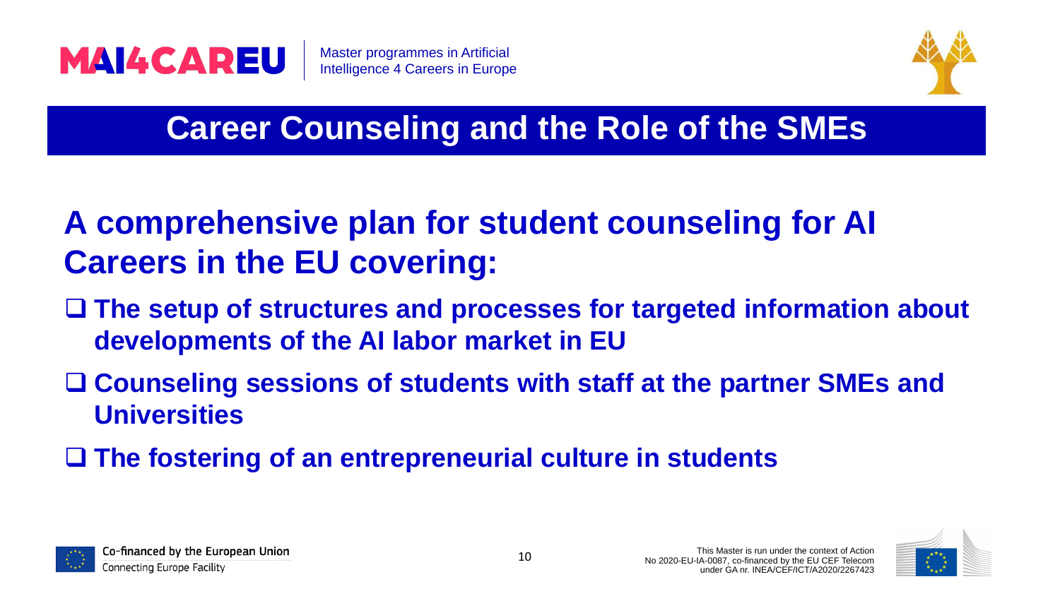## Career Counseling and the Role of the SMEs

**A comprehensive plan for student counseling for AI Careers in the EU covering:**

- **The setup of structures and processes for targeted information about developments of the AI labor market in EU**
- **Counseling sessions of students with staff at the partner SMEs and Universities**
- **The fostering of an entrepreneurial culture in students**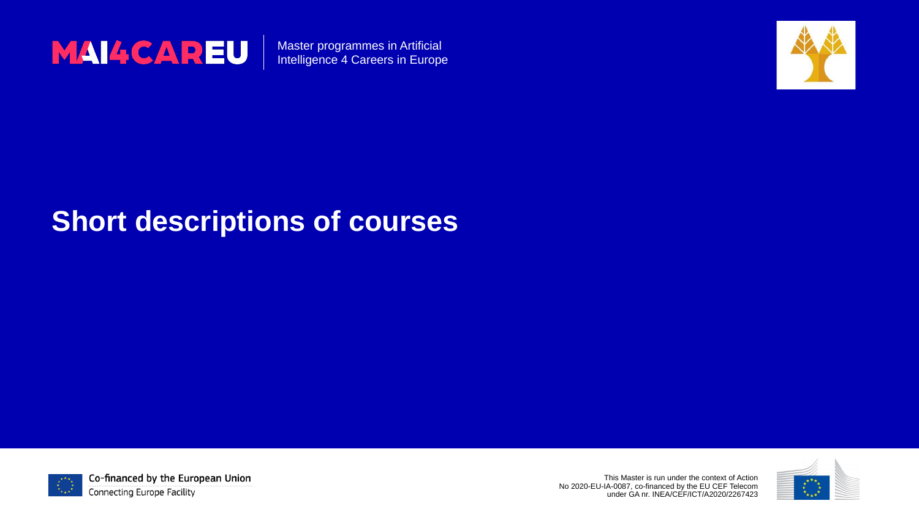# Short descriptions of courses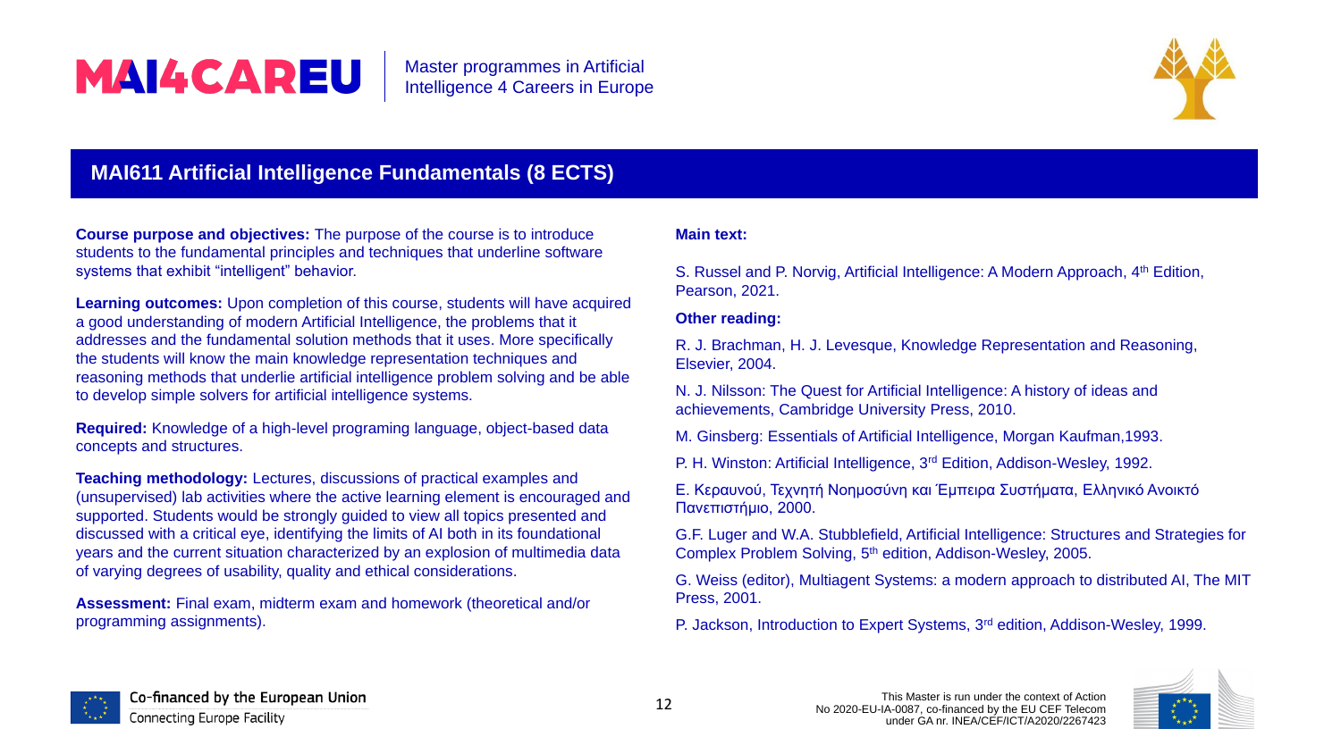## MAI611 Artificial Intelligence Fundamentals (8 ECTS)

**Course purpose and objectives:** The purpose of the course is to introduce students to the fundamental principles and techniques that underline software systems that exhibit "intelligent" behavior.

**Learning outcomes:** Upon completion of this course, students will have acquired a good understanding of modern Artificial Intelligence, the problems that it addresses and the fundamental solution methods that it uses. More specifically the students will know the main knowledge representation techniques and reasoning methods that underlie artificial intelligence problem solving and be able to develop simple solvers for artificial intelligence systems.

**Required:** Knowledge of a high-level programing language, object-based data concepts and structures.

**Teaching methodology:** Lectures, discussions of practical examples and (unsupervised) lab activities where the active learning element is encouraged and supported. Students would be strongly guided to view all topics presented and discussed with a critical eye, identifying the limits of AI both in its foundational years and the current situation characterized by an explosion of multimedia data of varying degrees of usability, quality and ethical considerations.

**Assessment:** Final exam, midterm exam and homework (theoretical and/or programming assignments).

**Main text:**

S. Russel and P. Norvig, Artificial Intelligence: A Modern Approach, 4th Edition, Pearson, 2021.

**Other reading:**

R. J. Brachman, H. J. Levesque, Knowledge Representation and Reasoning, Elsevier, 2004.

N. J. Nilsson: The Quest for Artificial Intelligence: A history of ideas and achievements, Cambridge University Press, 2010.

M. Ginsberg: Essentials of Artificial Intelligence, Morgan Kaufman,1993.

P. H. Winston: Artificial Intelligence, 3rd Edition, Addison-Wesley, 1992.

Ε. Κεραυνού, Τεχνητή Νοημοσύνη και Έμπειρα Συστήματα, Ελληνικό Ανοικτό Πανεπιστήμιο, 2000.

G.F. Luger and W.A. Stubblefield, Artificial Intelligence: Structures and Strategies for Complex Problem Solving, 5th edition, Addison-Wesley, 2005.

G. Weiss (editor), Multiagent Systems: a modern approach to distributed AI, The MIT Press, 2001.

P. Jackson, Introduction to Expert Systems, 3rd edition, Addison-Wesley, 1999.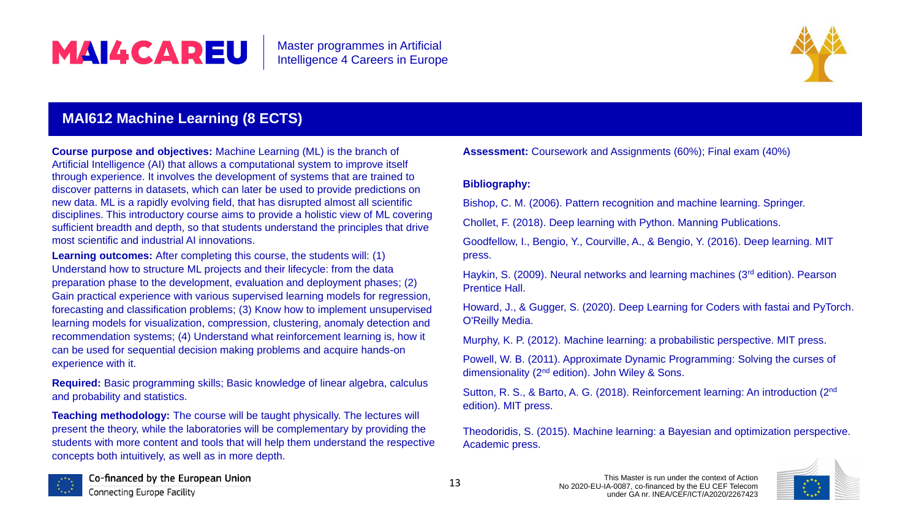## MAI612 Machine Learning (8 ECTS)

**Course purpose and objectives:** Machine Learning (ML) is the branch of Artificial Intelligence (AI) that allows a computational system to improve itself through experience. It involves the development of systems that are trained to discover patterns in datasets, which can later be used to provide predictions on new data. ML is a rapidly evolving field, that has disrupted almost all scientific disciplines. This introductory course aims to provide a holistic view of ML covering sufficient breadth and depth, so that students understand the principles that drive most scientific and industrial AI innovations.

**Learning outcomes:** After completing this course, the students will: (1) Understand how to structure ML projects and their lifecycle: from the data preparation phase to the development, evaluation and deployment phases; (2) Gain practical experience with various supervised learning models for regression, forecasting and classification problems; (3) Know how to implement unsupervised learning models for visualization, compression, clustering, anomaly detection and recommendation systems; (4) Understand what reinforcement learning is, how it can be used for sequential decision making problems and acquire hands-on experience with it.

**Required:** Basic programming skills; Basic knowledge of linear algebra, calculus and probability and statistics.

**Teaching methodology:** The course will be taught physically. The lectures will present the theory, while the laboratories will be complementary by providing the students with more content and tools that will help them understand the respective concepts both intuitively, as well as in more depth.

**Assessment:** Coursework and Assignments (60%); Final exam (40%)

**Bibliography:**

Bishop, C. M. (2006). Pattern recognition and machine learning. Springer.

Chollet, F. (2018). Deep learning with Python. Manning Publications.

Goodfellow, I., Bengio, Y., Courville, A., & Bengio, Y. (2016). Deep learning. MIT press.

Haykin, S. (2009). Neural networks and learning machines (3rd edition). Pearson Prentice Hall.

Howard, J., & Gugger, S. (2020). Deep Learning for Coders with fastai and PyTorch. O'Reilly Media.

Murphy, K. P. (2012). Machine learning: a probabilistic perspective. MIT press.

Powell, W. B. (2011). Approximate Dynamic Programming: Solving the curses of dimensionality (2nd edition). John Wiley & Sons.

Sutton, R. S., & Barto, A. G. (2018). Reinforcement learning: An introduction (2nd edition). MIT press.

Theodoridis, S. (2015). Machine learning: a Bayesian and optimization perspective. Academic press.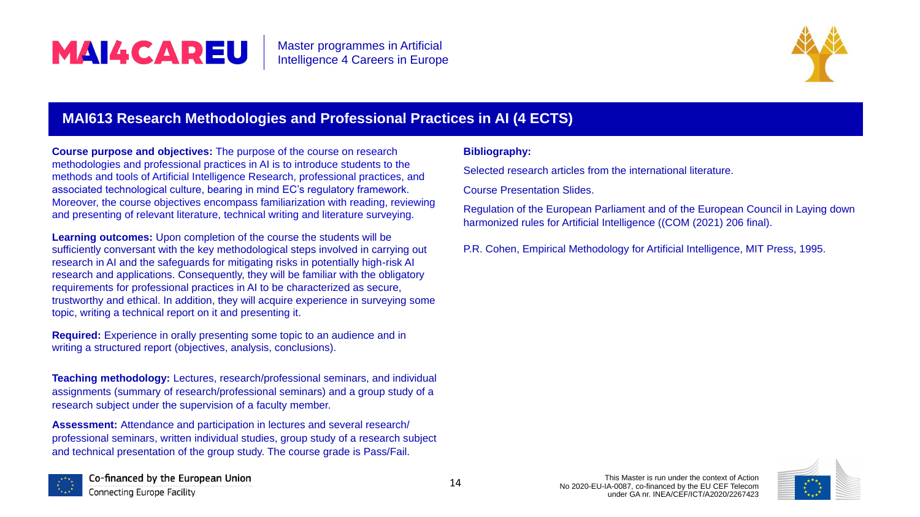## MAI613 Research Methodologies and Professional Practices in AI (4 ECTS)

**Course purpose and objectives:** The purpose of the course on research methodologies and professional practices in AI is to introduce students to the methods and tools of Artificial Intelligence Research, professional practices, and associated technological culture, bearing in mind EC's regulatory framework. Moreover, the course objectives encompass familiarization with reading, reviewing and presenting of relevant literature, technical writing and literature surveying.

**Learning outcomes:** Upon completion of the course the students will be sufficiently conversant with the key methodological steps involved in carrying out research in AI and the safeguards for mitigating risks in potentially high-risk AI research and applications. Consequently, they will be familiar with the obligatory requirements for professional practices in AI to be characterized as secure, trustworthy and ethical. In addition, they will acquire experience in surveying some topic, writing a technical report on it and presenting it.

**Required:** Experience in orally presenting some topic to an audience and in writing a structured report (objectives, analysis, conclusions).

**Teaching methodology:** Lectures, research/professional seminars, and individual assignments (summary of research/professional seminars) and a group study of a research subject under the supervision of a faculty member.

**Assessment:** Attendance and participation in lectures and several research/ professional seminars, written individual studies, group study of a research subject and technical presentation of the group study. The course grade is Pass/Fail.

**Bibliography:**

Selected research articles from the international literature.

Course Presentation Slides.

Regulation of the European Parliament and of the European Council in Laying down harmonized rules for Artificial Intelligence ((COM (2021) 206 final).

P.R. Cohen, Empirical Methodology for Artificial Intelligence, MIT Press, 1995.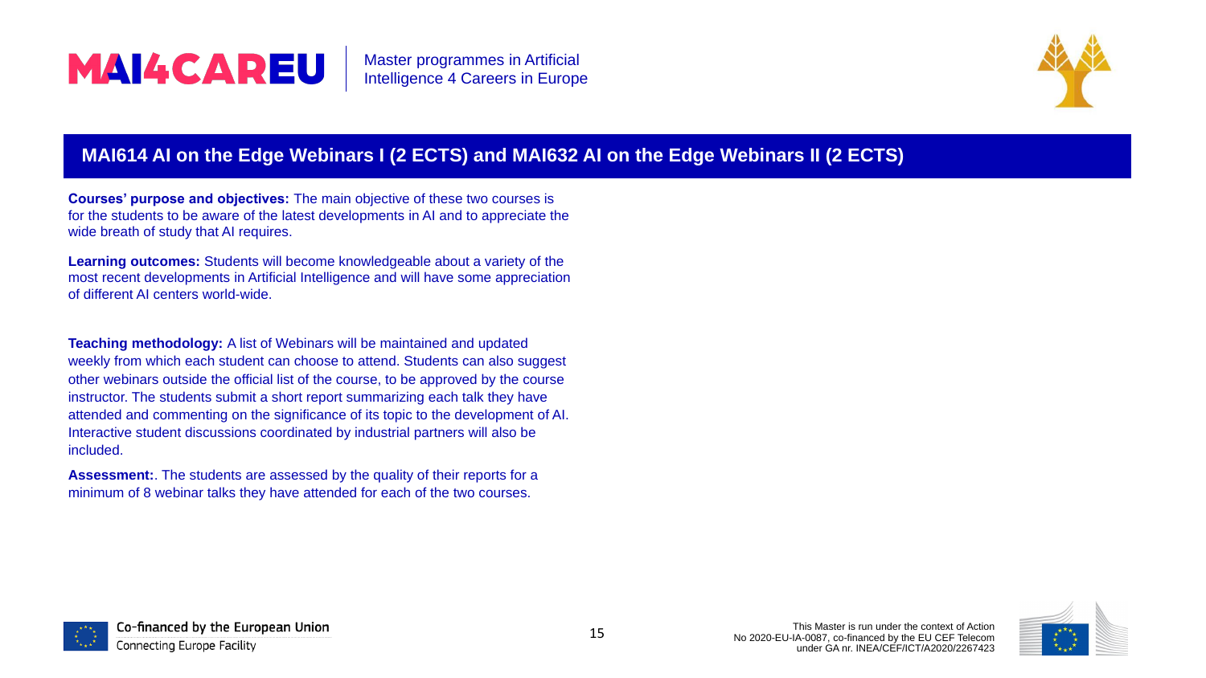## MAI614 AI on the Edge Webinars I (2 ECTS) and MAI632 AI on the Edge Webinars II (2 ECTS)

**Courses' purpose and objectives:** The main objective of these two courses is for the students to be aware of the latest developments in AI and to appreciate the wide breath of study that AI requires.

**Learning outcomes:** Students will become knowledgeable about a variety of the most recent developments in Artificial Intelligence and will have some appreciation of different AI centers world-wide.

**Teaching methodology:** A list of Webinars will be maintained and updated weekly from which each student can choose to attend. Students can also suggest other webinars outside the official list of the course, to be approved by the course instructor. The students submit a short report summarizing each talk they have attended and commenting on the significance of its topic to the development of AI. Interactive student discussions coordinated by industrial partners will also be included.

**Assessment:**. The students are assessed by the quality of their reports for a minimum of 8 webinar talks they have attended for each of the two courses.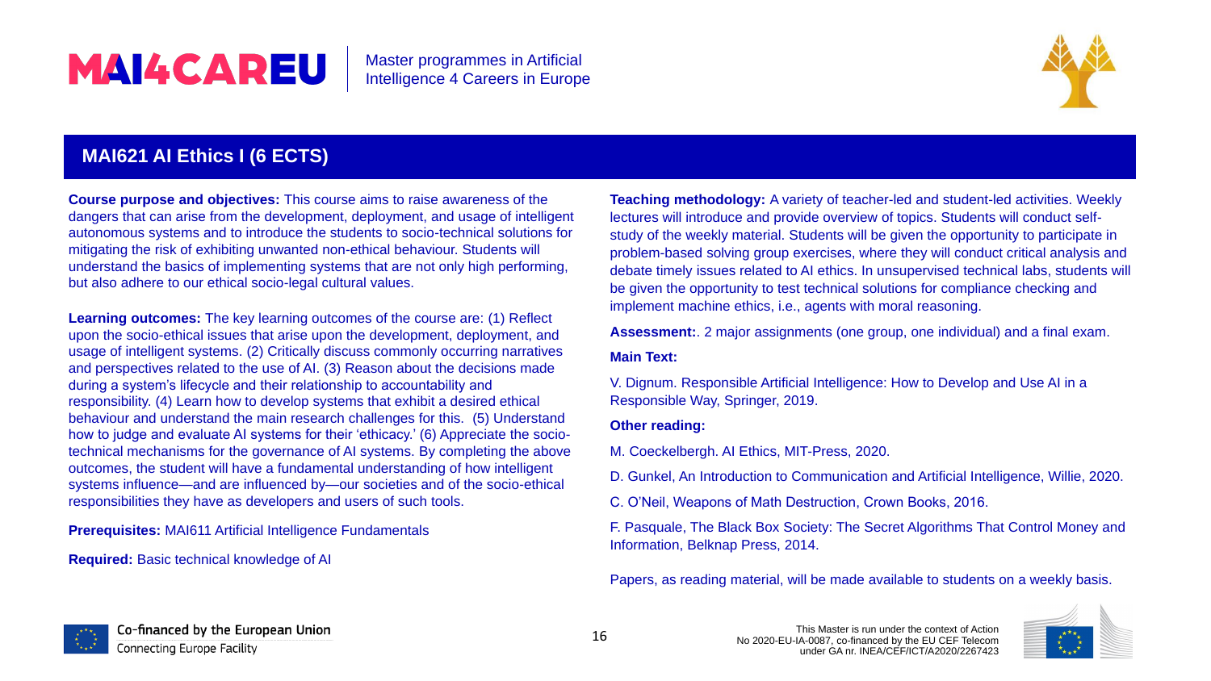## MAI621 AI Ethics I (6 ECTS)

**Course purpose and objectives:** This course aims to raise awareness of the dangers that can arise from the development, deployment, and usage of intelligent autonomous systems and to introduce the students to socio-technical solutions for mitigating the risk of exhibiting unwanted non-ethical behaviour. Students will understand the basics of implementing systems that are not only high performing, but also adhere to our ethical socio-legal cultural values.

**Learning outcomes:** The key learning outcomes of the course are: (1) Reflect upon the socio-ethical issues that arise upon the development, deployment, and usage of intelligent systems. (2) Critically discuss commonly occurring narratives and perspectives related to the use of AI. (3) Reason about the decisions made during a system's lifecycle and their relationship to accountability and responsibility. (4) Learn how to develop systems that exhibit a desired ethical behaviour and understand the main research challenges for this. (5) Understand how to judge and evaluate AI systems for their 'ethicacy.' (6) Appreciate the socio-technical mechanisms for the governance of AI systems. By completing the above outcomes, the student will have a fundamental understanding of how intelligent systems influence—and are influenced by—our societies and of the socio-ethical responsibilities they have as developers and users of such tools.

**Prerequisites:** MAI611 Artificial Intelligence Fundamentals

**Required:** Basic technical knowledge of AI

**Teaching methodology:** A variety of teacher-led and student-led activities. Weekly lectures will introduce and provide overview of topics. Students will conduct self-study of the weekly material. Students will be given the opportunity to participate in problem-based solving group exercises, where they will conduct critical analysis and debate timely issues related to AI ethics. In unsupervised technical labs, students will be given the opportunity to test technical solutions for compliance checking and implement machine ethics, i.e., agents with moral reasoning.

**Assessment:**. 2 major assignments (one group, one individual) and a final exam.

**Main Text:**

V. Dignum. Responsible Artificial Intelligence: How to Develop and Use AI in a Responsible Way, Springer, 2019.

**Other reading:**

M. Coeckelbergh. AI Ethics, MIT-Press, 2020.

D. Gunkel, An Introduction to Communication and Artificial Intelligence, Willie, 2020.

C. O'Neil, Weapons of Math Destruction, Crown Books, 2016.

F. Pasquale, The Black Box Society: The Secret Algorithms That Control Money and Information, Belknap Press, 2014.

Papers, as reading material, will be made available to students on a weekly basis.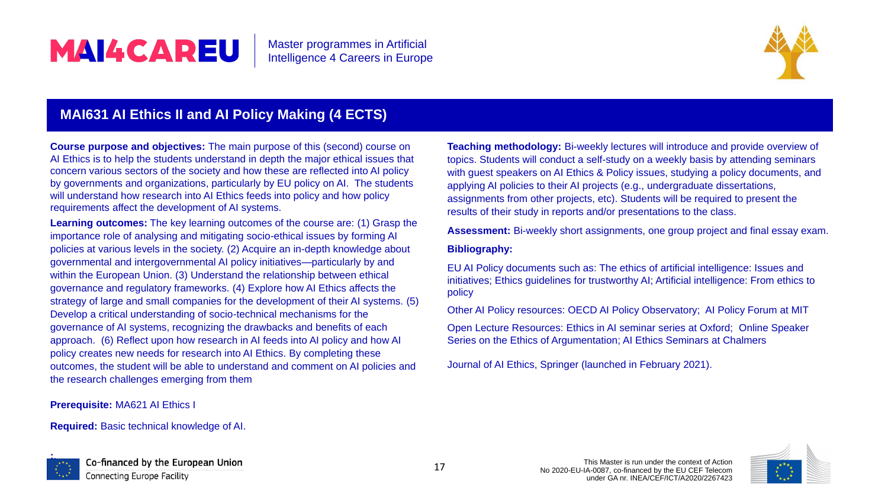## MAI631 AI Ethics II and AI Policy Making (4 ECTS)

**Course purpose and objectives:** The main purpose of this (second) course on AI Ethics is to help the students understand in depth the major ethical issues that concern various sectors of the society and how these are reflected into AI policy by governments and organizations, particularly by EU policy on AI. The students will understand how research into AI Ethics feeds into policy and how policy requirements affect the development of AI systems.

**Learning outcomes:** The key learning outcomes of the course are: (1) Grasp the importance role of analysing and mitigating socio-ethical issues by forming AI policies at various levels in the society. (2) Acquire an in-depth knowledge about governmental and intergovernmental AI policy initiatives—particularly by and within the European Union. (3) Understand the relationship between ethical governance and regulatory frameworks. (4) Explore how AI Ethics affects the strategy of large and small companies for the development of their AI systems. (5) Develop a critical understanding of socio-technical mechanisms for the governance of AI systems, recognizing the drawbacks and benefits of each approach. (6) Reflect upon how research in AI feeds into AI policy and how AI policy creates new needs for research into AI Ethics. By completing these outcomes, the student will be able to understand and comment on AI policies and the research challenges emerging from them

**Prerequisite:** MA621 AI Ethics I

**Required:** Basic technical knowledge of AI.

**Teaching methodology:** Bi-weekly lectures will introduce and provide overview of topics. Students will conduct a self-study on a weekly basis by attending seminars with guest speakers on AI Ethics & Policy issues, studying a policy documents, and applying AI policies to their AI projects (e.g., undergraduate dissertations, assignments from other projects, etc). Students will be required to present the results of their study in reports and/or presentations to the class.

**Assessment:** Bi-weekly short assignments, one group project and final essay exam.

**Bibliography:**

EU AI Policy documents such as: The ethics of artificial intelligence: Issues and initiatives; Ethics guidelines for trustworthy AI; Artificial intelligence: From ethics to policy

Other AI Policy resources: OECD AI Policy Observatory; AI Policy Forum at MIT

Open Lecture Resources: Ethics in AI seminar series at Oxford; Online Speaker Series on the Ethics of Argumentation; AI Ethics Seminars at Chalmers

Journal of AI Ethics, Springer (launched in February 2021).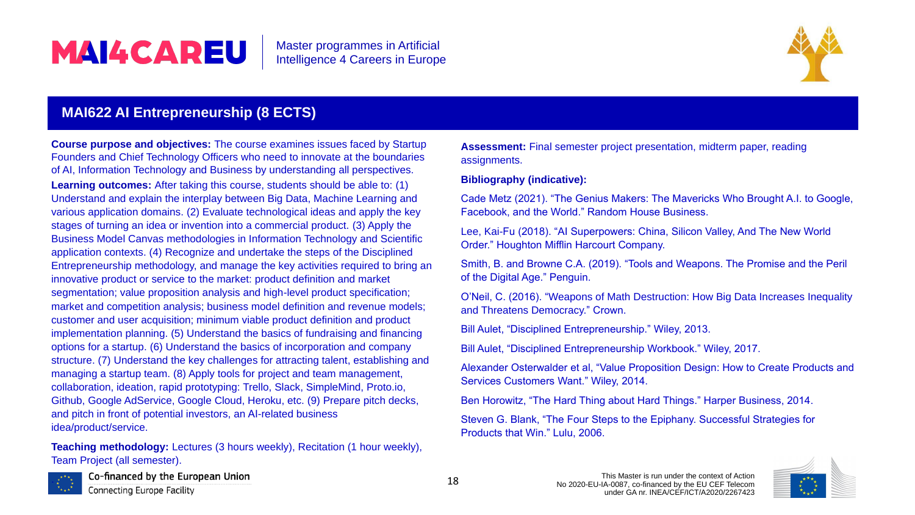## MAI622 AI Entrepreneurship (8 ECTS)

**Course purpose and objectives:** The course examines issues faced by Startup Founders and Chief Technology Officers who need to innovate at the boundaries of AI, Information Technology and Business by understanding all perspectives.

**Learning outcomes:** After taking this course, students should be able to: (1) Understand and explain the interplay between Big Data, Machine Learning and various application domains. (2) Evaluate technological ideas and apply the key stages of turning an idea or invention into a commercial product. (3) Apply the Business Model Canvas methodologies in Information Technology and Scientific application contexts. (4) Recognize and undertake the steps of the Disciplined Entrepreneurship methodology, and manage the key activities required to bring an innovative product or service to the market: product definition and market segmentation; value proposition analysis and high-level product specification; market and competition analysis; business model definition and revenue models; customer and user acquisition; minimum viable product definition and product implementation planning. (5) Understand the basics of fundraising and financing options for a startup. (6) Understand the basics of incorporation and company structure. (7) Understand the key challenges for attracting talent, establishing and managing a startup team. (8) Apply tools for project and team management, collaboration, ideation, rapid prototyping: Trello, Slack, SimpleMind, Proto.io, Github, Google AdService, Google Cloud, Heroku, etc. (9) Prepare pitch decks, and pitch in front of potential investors, an AI-related business idea/product/service.

**Teaching methodology:** Lectures (3 hours weekly), Recitation (1 hour weekly), Team Project (all semester).

**Assessment:** Final semester project presentation, midterm paper, reading assignments.

**Bibliography (indicative):**

Cade Metz (2021). "The Genius Makers: The Mavericks Who Brought A.I. to Google, Facebook, and the World." Random House Business.

Lee, Kai-Fu (2018). "AI Superpowers: China, Silicon Valley, And The New World Order." Houghton Mifflin Harcourt Company.

Smith, B. and Browne C.A. (2019). "Tools and Weapons. The Promise and the Peril of the Digital Age." Penguin.

O'Neil, C. (2016). "Weapons of Math Destruction: How Big Data Increases Inequality and Threatens Democracy." Crown.

Bill Aulet, "Disciplined Entrepreneurship." Wiley, 2013.

Bill Aulet, "Disciplined Entrepreneurship Workbook." Wiley, 2017.

Alexander Osterwalder et al, "Value Proposition Design: How to Create Products and Services Customers Want." Wiley, 2014.

Ben Horowitz, "The Hard Thing about Hard Things." Harper Business, 2014.

Steven G. Blank, "The Four Steps to the Epiphany. Successful Strategies for Products that Win." Lulu, 2006.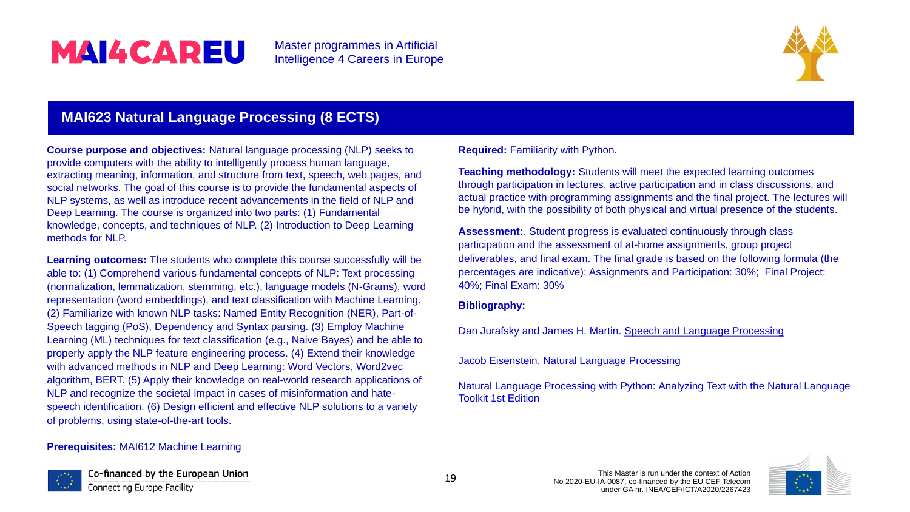## MAI623 Natural Language Processing (8 ECTS)

**Course purpose and objectives:** Natural language processing (NLP) seeks to provide computers with the ability to intelligently process human language, extracting meaning, information, and structure from text, speech, web pages, and social networks. The goal of this course is to provide the fundamental aspects of NLP systems, as well as introduce recent advancements in the field of NLP and Deep Learning. The course is organized into two parts: (1) Fundamental knowledge, concepts, and techniques of NLP. (2) Introduction to Deep Learning methods for NLP.

**Learning outcomes:** The students who complete this course successfully will be able to: (1) Comprehend various fundamental concepts of NLP: Text processing (normalization, lemmatization, stemming, etc.), language models (N-Grams), word representation (word embeddings), and text classification with Machine Learning. (2) Familiarize with known NLP tasks: Named Entity Recognition (NER), Part-of-Speech tagging (PoS), Dependency and Syntax parsing. (3) Employ Machine Learning (ML) techniques for text classification (e.g., Naive Bayes) and be able to properly apply the NLP feature engineering process. (4) Extend their knowledge with advanced methods in NLP and Deep Learning: Word Vectors, Word2vec algorithm, BERT. (5) Apply their knowledge on real-world research applications of NLP and recognize the societal impact in cases of misinformation and hate-speech identification. (6) Design efficient and effective NLP solutions to a variety of problems, using state-of-the-art tools.

**Prerequisites:** MAI612 Machine Learning

**Required:** Familiarity with Python.

**Teaching methodology:** Students will meet the expected learning outcomes through participation in lectures, active participation and in class discussions, and actual practice with programming assignments and the final project. The lectures will be hybrid, with the possibility of both physical and virtual presence of the students.

**Assessment:**. Student progress is evaluated continuously through class participation and the assessment of at-home assignments, group project deliverables, and final exam. The final grade is based on the following formula (the percentages are indicative): Assignments and Participation: 30%; Final Project: 40%; Final Exam: 30%

**Bibliography:**

Dan Jurafsky and James H. Martin. Speech and Language Processing

Jacob Eisenstein. Natural Language Processing

Natural Language Processing with Python: Analyzing Text with the Natural Language Toolkit 1st Edition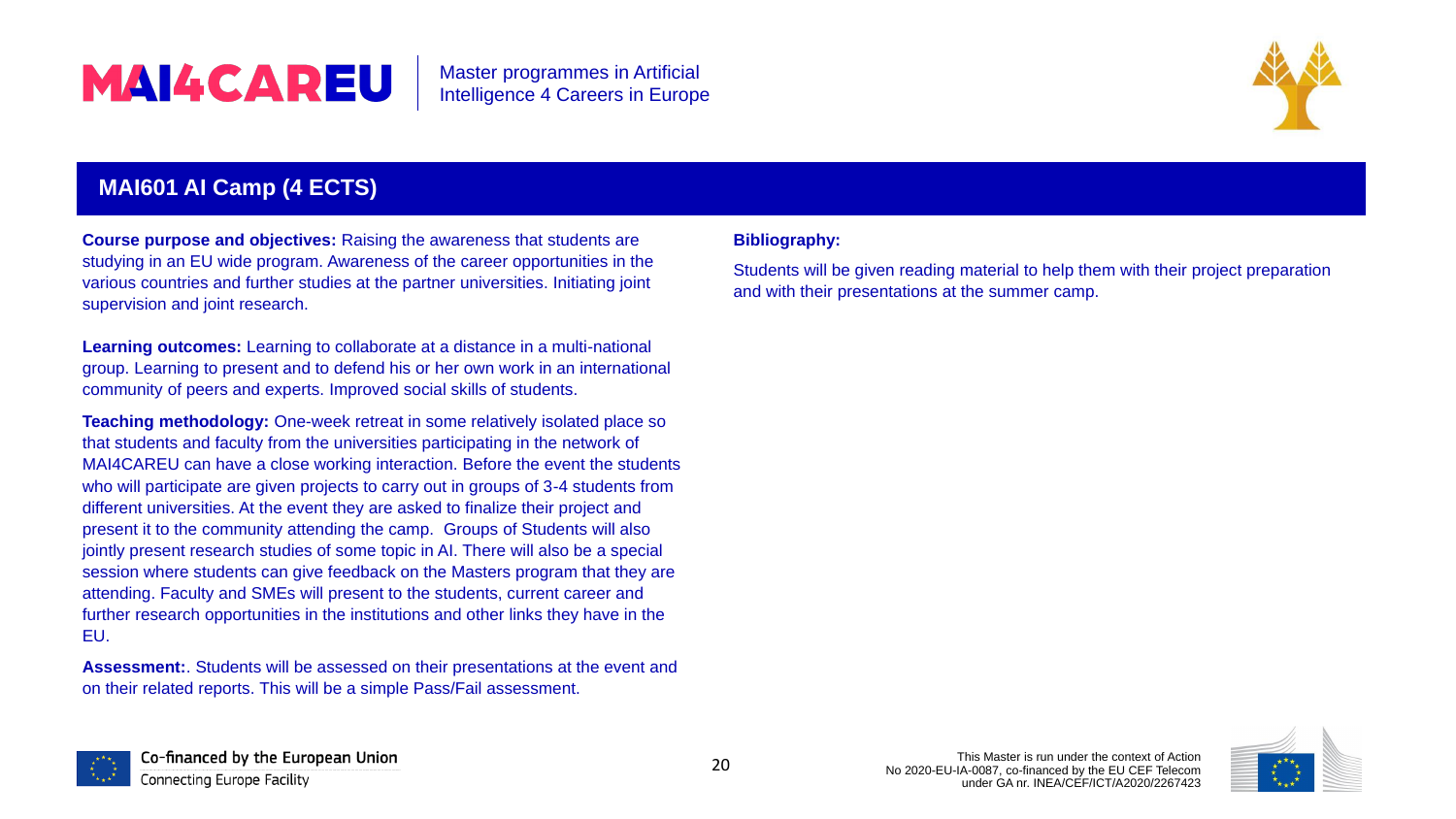## MAI601 AI Camp (4 ECTS)

**Course purpose and objectives:** Raising the awareness that students are studying in an EU wide program. Awareness of the career opportunities in the various countries and further studies at the partner universities. Initiating joint supervision and joint research.

**Learning outcomes:** Learning to collaborate at a distance in a multi-national group. Learning to present and to defend his or her own work in an international community of peers and experts. Improved social skills of students.

**Teaching methodology:** One-week retreat in some relatively isolated place so that students and faculty from the universities participating in the network of MAI4CAREU can have a close working interaction. Before the event the students who will participate are given projects to carry out in groups of 3-4 students from different universities. At the event they are asked to finalize their project and present it to the community attending the camp. Groups of Students will also jointly present research studies of some topic in AI. There will also be a special session where students can give feedback on the Masters program that they are attending. Faculty and SMEs will present to the students, current career and further research opportunities in the institutions and other links they have in the EU.

**Assessment:**. Students will be assessed on their presentations at the event and on their related reports. This will be a simple Pass/Fail assessment.

**Bibliography:**

Students will be given reading material to help them with their project preparation and with their presentations at the summer camp.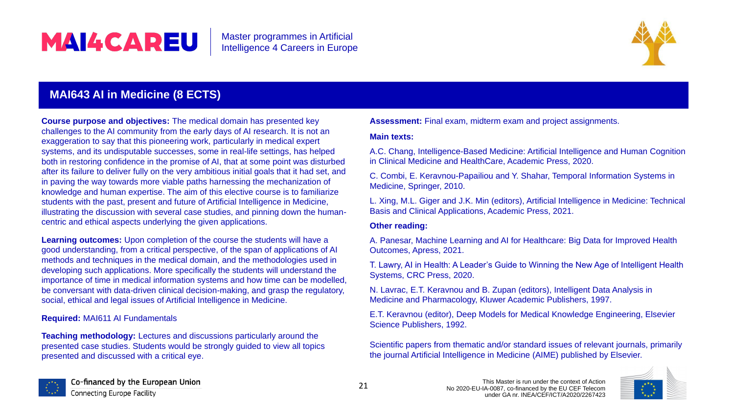## MAI643 AI in Medicine (8 ECTS)

**Course purpose and objectives:** The medical domain has presented key challenges to the AI community from the early days of AI research. It is not an exaggeration to say that this pioneering work, particularly in medical expert systems, and its undisputable successes, some in real-life settings, has helped both in restoring confidence in the promise of AI, that at some point was disturbed after its failure to deliver fully on the very ambitious initial goals that it had set, and in paving the way towards more viable paths harnessing the mechanization of knowledge and human expertise. The aim of this elective course is to familiarize students with the past, present and future of Artificial Intelligence in Medicine, illustrating the discussion with several case studies, and pinning down the human-centric and ethical aspects underlying the given applications.

**Learning outcomes:** Upon completion of the course the students will have a good understanding, from a critical perspective, of the span of applications of AI methods and techniques in the medical domain, and the methodologies used in developing such applications. More specifically the students will understand the importance of time in medical information systems and how time can be modelled, be conversant with data-driven clinical decision-making, and grasp the regulatory, social, ethical and legal issues of Artificial Intelligence in Medicine.

**Required:** MAI611 AI Fundamentals

**Teaching methodology:** Lectures and discussions particularly around the presented case studies. Students would be strongly guided to view all topics presented and discussed with a critical eye.

**Assessment:** Final exam, midterm exam and project assignments.

**Main texts:**

A.C. Chang, Intelligence-Based Medicine: Artificial Intelligence and Human Cognition in Clinical Medicine and HealthCare, Academic Press, 2020.

C. Combi, E. Keravnou-Papailiou and Y. Shahar, Temporal Information Systems in Medicine, Springer, 2010.

L. Xing, M.L. Giger and J.K. Min (editors), Artificial Intelligence in Medicine: Technical Basis and Clinical Applications, Academic Press, 2021.

**Other reading:**

A. Panesar, Machine Learning and AI for Healthcare: Big Data for Improved Health Outcomes, Apress, 2021.

T. Lawry, AI in Health: A Leader's Guide to Winning the New Age of Intelligent Health Systems, CRC Press, 2020.

N. Lavrac, E.T. Keravnou and B. Zupan (editors), Intelligent Data Analysis in Medicine and Pharmacology, Kluwer Academic Publishers, 1997.

E.T. Keravnou (editor), Deep Models for Medical Knowledge Engineering, Elsevier Science Publishers, 1992.

Scientific papers from thematic and/or standard issues of relevant journals, primarily the journal Artificial Intelligence in Medicine (AIME) published by Elsevier.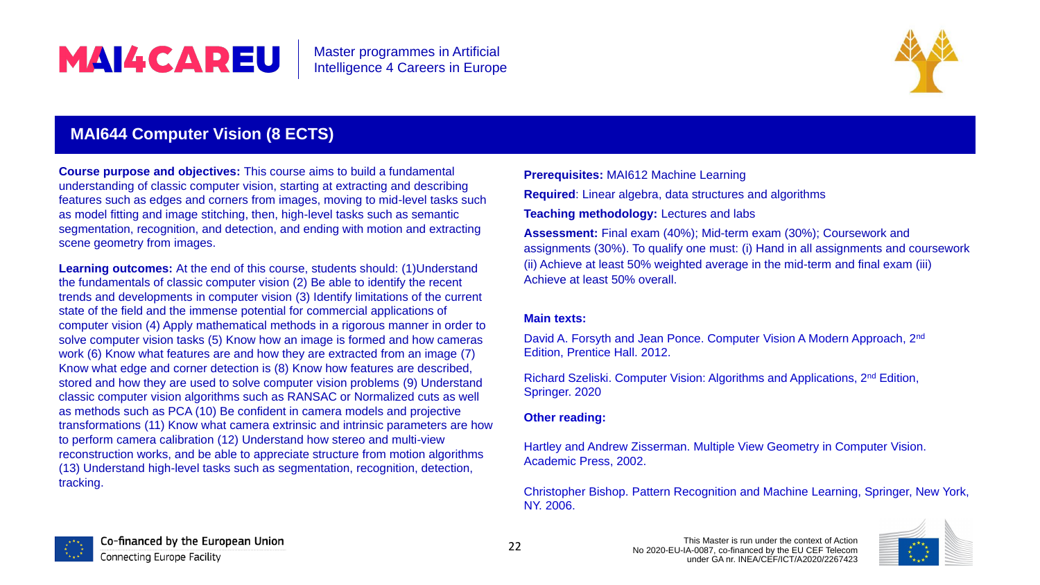## MAI644 Computer Vision (8 ECTS)

**Course purpose and objectives:** This course aims to build a fundamental understanding of classic computer vision, starting at extracting and describing features such as edges and corners from images, moving to mid-level tasks such as model fitting and image stitching, then, high-level tasks such as semantic segmentation, recognition, and detection, and ending with motion and extracting scene geometry from images.

**Learning outcomes:** At the end of this course, students should: (1)Understand the fundamentals of classic computer vision (2) Be able to identify the recent trends and developments in computer vision (3) Identify limitations of the current state of the field and the immense potential for commercial applications of computer vision (4) Apply mathematical methods in a rigorous manner in order to solve computer vision tasks (5) Know how an image is formed and how cameras work (6) Know what features are and how they are extracted from an image (7) Know what edge and corner detection is (8) Know how features are described, stored and how they are used to solve computer vision problems (9) Understand classic computer vision algorithms such as RANSAC or Normalized cuts as well as methods such as PCA (10) Be confident in camera models and projective transformations (11) Know what camera extrinsic and intrinsic parameters are how to perform camera calibration (12) Understand how stereo and multi-view reconstruction works, and be able to appreciate structure from motion algorithms (13) Understand high-level tasks such as segmentation, recognition, detection, tracking.

**Prerequisites:** MAI612 Machine Learning

**Required**: Linear algebra, data structures and algorithms

**Teaching methodology:** Lectures and labs

**Assessment:** Final exam (40%); Mid-term exam (30%); Coursework and assignments (30%). To qualify one must: (i) Hand in all assignments and coursework (ii) Achieve at least 50% weighted average in the mid-term and final exam (iii) Achieve at least 50% overall.

**Main texts:**

David A. Forsyth and Jean Ponce. Computer Vision A Modern Approach, 2nd Edition, Prentice Hall. 2012.

Richard Szeliski. Computer Vision: Algorithms and Applications, 2nd Edition, Springer. 2020

**Other reading:**

Hartley and Andrew Zisserman. Multiple View Geometry in Computer Vision. Academic Press, 2002.

Christopher Bishop. Pattern Recognition and Machine Learning, Springer, New York, NY. 2006.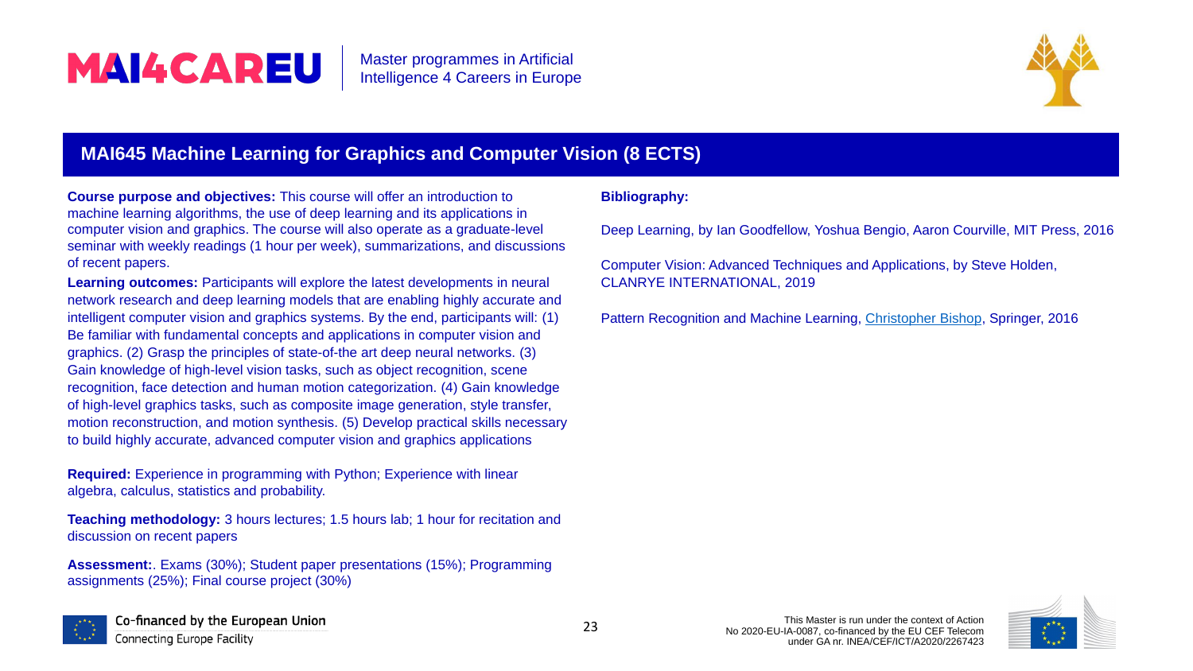## MAI645 Machine Learning for Graphics and Computer Vision (8 ECTS)

**Course purpose and objectives:** This course will offer an introduction to machine learning algorithms, the use of deep learning and its applications in computer vision and graphics. The course will also operate as a graduate-level seminar with weekly readings (1 hour per week), summarizations, and discussions of recent papers.

**Learning outcomes:** Participants will explore the latest developments in neural network research and deep learning models that are enabling highly accurate and intelligent computer vision and graphics systems. By the end, participants will: (1) Be familiar with fundamental concepts and applications in computer vision and graphics. (2) Grasp the principles of state-of-the art deep neural networks. (3) Gain knowledge of high-level vision tasks, such as object recognition, scene recognition, face detection and human motion categorization. (4) Gain knowledge of high-level graphics tasks, such as composite image generation, style transfer, motion reconstruction, and motion synthesis. (5) Develop practical skills necessary to build highly accurate, advanced computer vision and graphics applications

**Required:** Experience in programming with Python; Experience with linear algebra, calculus, statistics and probability.

**Teaching methodology:** 3 hours lectures; 1.5 hours lab; 1 hour for recitation and discussion on recent papers

**Assessment:**. Exams (30%); Student paper presentations (15%); Programming assignments (25%); Final course project (30%)

**Bibliography:**

Deep Learning, by Ian Goodfellow, Yoshua Bengio, Aaron Courville, MIT Press, 2016

Computer Vision: Advanced Techniques and Applications, by Steve Holden, CLANRYE INTERNATIONAL, 2019

Pattern Recognition and Machine Learning, Christopher Bishop, Springer, 2016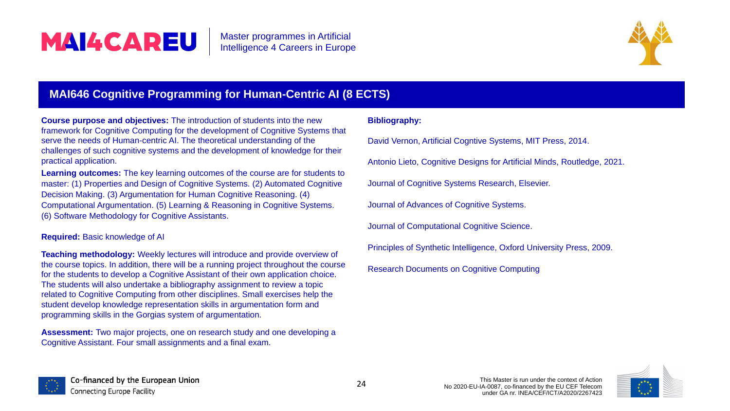## MAI646 Cognitive Programming for Human-Centric AI (8 ECTS)

**Course purpose and objectives:** The introduction of students into the new framework for Cognitive Computing for the development of Cognitive Systems that serve the needs of Human-centric AI. The theoretical understanding of the challenges of such cognitive systems and the development of knowledge for their practical application.

**Learning outcomes:** The key learning outcomes of the course are for students to master: (1) Properties and Design of Cognitive Systems. (2) Automated Cognitive Decision Making. (3) Argumentation for Human Cognitive Reasoning. (4) Computational Argumentation. (5) Learning & Reasoning in Cognitive Systems. (6) Software Methodology for Cognitive Assistants.

**Required:** Basic knowledge of AI

**Teaching methodology:** Weekly lectures will introduce and provide overview of the course topics. In addition, there will be a running project throughout the course for the students to develop a Cognitive Assistant of their own application choice. The students will also undertake a bibliography assignment to review a topic related to Cognitive Computing from other disciplines. Small exercises help the student develop knowledge representation skills in argumentation form and programming skills in the Gorgias system of argumentation.

**Assessment:** Two major projects, one on research study and one developing a Cognitive Assistant. Four small assignments and a final exam.

**Bibliography:**

David Vernon, Artificial Cogntive Systems, MIT Press, 2014.

Antonio Lieto, Cognitive Designs for Artificial Minds, Routledge, 2021.

Journal of Cognitive Systems Research, Elsevier.

Journal of Advances of Cognitive Systems.

Journal of Computational Cognitive Science.

Principles of Synthetic Intelligence, Oxford University Press, 2009.

Research Documents on Cognitive Computing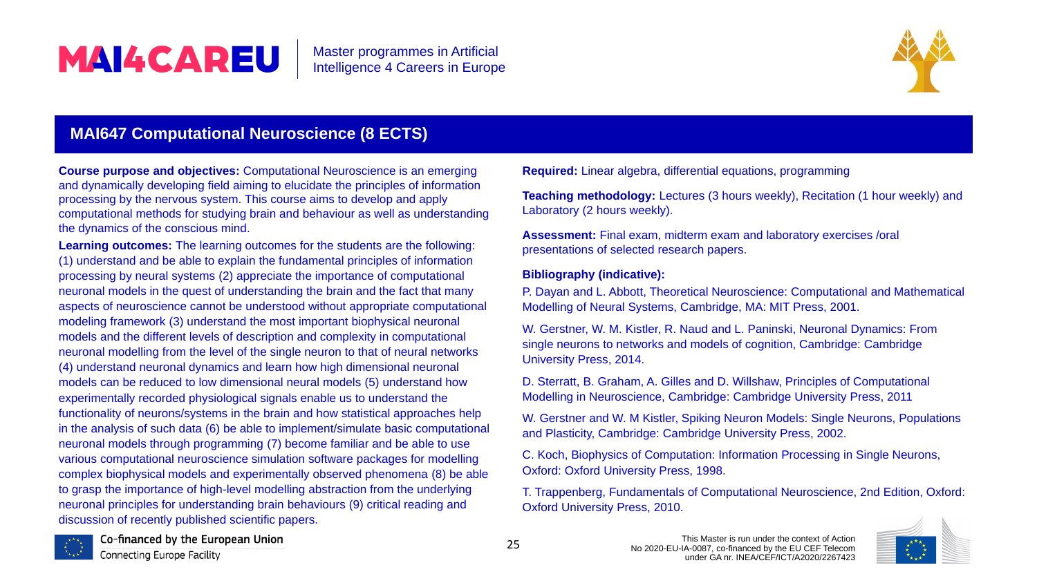## MAI647 Computational Neuroscience (8 ECTS)

**Course purpose and objectives:** Computational Neuroscience is an emerging and dynamically developing field aiming to elucidate the principles of information processing by the nervous system. This course aims to develop and apply computational methods for studying brain and behaviour as well as understanding the dynamics of the conscious mind.

**Learning outcomes:** The learning outcomes for the students are the following: (1) understand and be able to explain the fundamental principles of information processing by neural systems (2) appreciate the importance of computational neuronal models in the quest of understanding the brain and the fact that many aspects of neuroscience cannot be understood without appropriate computational modeling framework (3) understand the most important biophysical neuronal models and the different levels of description and complexity in computational neuronal modelling from the level of the single neuron to that of neural networks (4) understand neuronal dynamics and learn how high dimensional neuronal models can be reduced to low dimensional neural models (5) understand how experimentally recorded physiological signals enable us to understand the functionality of neurons/systems in the brain and how statistical approaches help in the analysis of such data (6) be able to implement/simulate basic computational neuronal models through programming (7) become familiar and be able to use various computational neuroscience simulation software packages for modelling complex biophysical models and experimentally observed phenomena (8) be able to grasp the importance of high-level modelling abstraction from the underlying neuronal principles for understanding brain behaviours (9) critical reading and discussion of recently published scientific papers.

**Required:** Linear algebra, differential equations, programming

**Teaching methodology:** Lectures (3 hours weekly), Recitation (1 hour weekly) and Laboratory (2 hours weekly).

**Assessment:** Final exam, midterm exam and laboratory exercises /oral presentations of selected research papers.

**Bibliography (indicative):**

P. Dayan and L. Abbott, Theoretical Neuroscience: Computational and Mathematical Modelling of Neural Systems, Cambridge, MA: MIT Press, 2001.

W. Gerstner, W. M. Kistler, R. Naud and L. Paninski, Neuronal Dynamics: From single neurons to networks and models of cognition, Cambridge: Cambridge University Press, 2014.

D. Sterratt, B. Graham, A. Gilles and D. Willshaw, Principles of Computational Modelling in Neuroscience, Cambridge: Cambridge University Press, 2011

W. Gerstner and W. M Kistler, Spiking Neuron Models: Single Neurons, Populations and Plasticity, Cambridge: Cambridge University Press, 2002.

C. Koch, Biophysics of Computation: Information Processing in Single Neurons, Oxford: Oxford University Press, 1998.

T. Trappenberg, Fundamentals of Computational Neuroscience, 2nd Edition, Oxford: Oxford University Press, 2010.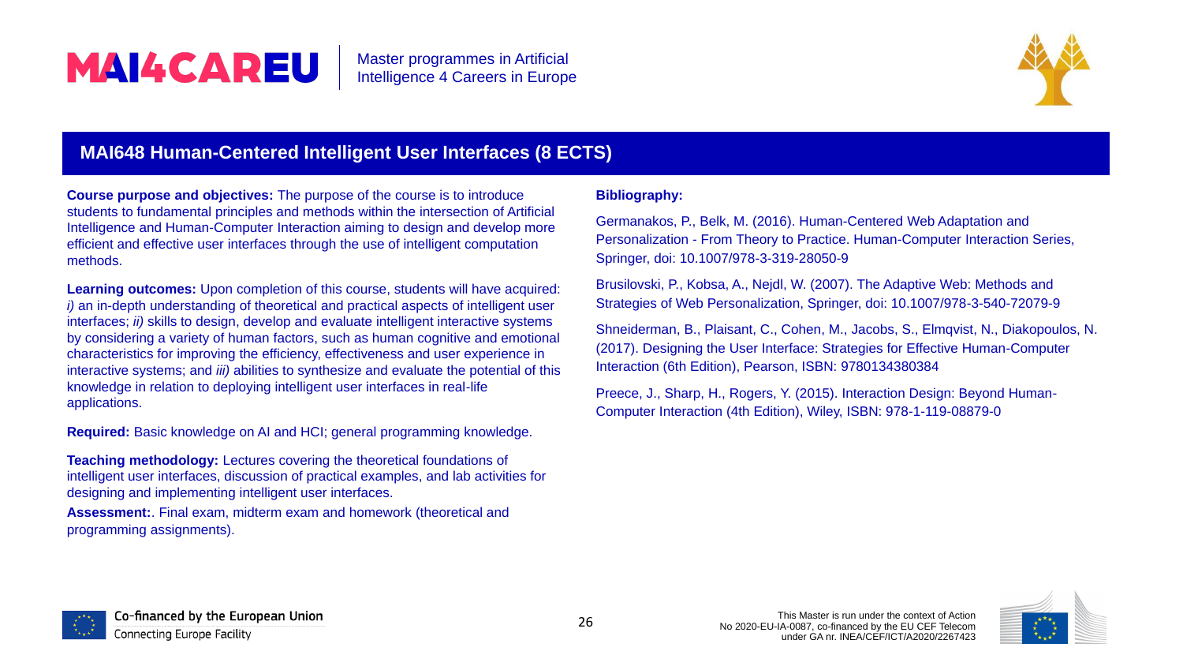## MAI648 Human-Centered Intelligent User Interfaces (8 ECTS)

**Course purpose and objectives:** The purpose of the course is to introduce students to fundamental principles and methods within the intersection of Artificial Intelligence and Human-Computer Interaction aiming to design and develop more efficient and effective user interfaces through the use of intelligent computation methods.

**Learning outcomes:** Upon completion of this course, students will have acquired: *i)* an in-depth understanding of theoretical and practical aspects of intelligent user interfaces; *ii)* skills to design, develop and evaluate intelligent interactive systems by considering a variety of human factors, such as human cognitive and emotional characteristics for improving the efficiency, effectiveness and user experience in interactive systems; and *iii)* abilities to synthesize and evaluate the potential of this knowledge in relation to deploying intelligent user interfaces in real-life applications.

**Required:** Basic knowledge on AI and HCI; general programming knowledge.

**Teaching methodology:** Lectures covering the theoretical foundations of intelligent user interfaces, discussion of practical examples, and lab activities for designing and implementing intelligent user interfaces.

**Assessment:**. Final exam, midterm exam and homework (theoretical and programming assignments).

**Bibliography:**

Germanakos, P., Belk, M. (2016). Human-Centered Web Adaptation and Personalization - From Theory to Practice. Human-Computer Interaction Series, Springer, doi: 10.1007/978-3-319-28050-9

Brusilovski, P., Kobsa, A., Nejdl, W. (2007). The Adaptive Web: Methods and Strategies of Web Personalization, Springer, doi: 10.1007/978-3-540-72079-9

Shneiderman, B., Plaisant, C., Cohen, M., Jacobs, S., Elmqvist, N., Diakopoulos, N. (2017). Designing the User Interface: Strategies for Effective Human-Computer Interaction (6th Edition), Pearson, ISBN: 9780134380384

Preece, J., Sharp, H., Rogers, Y. (2015). Interaction Design: Beyond Human-Computer Interaction (4th Edition), Wiley, ISBN: 978-1-119-08879-0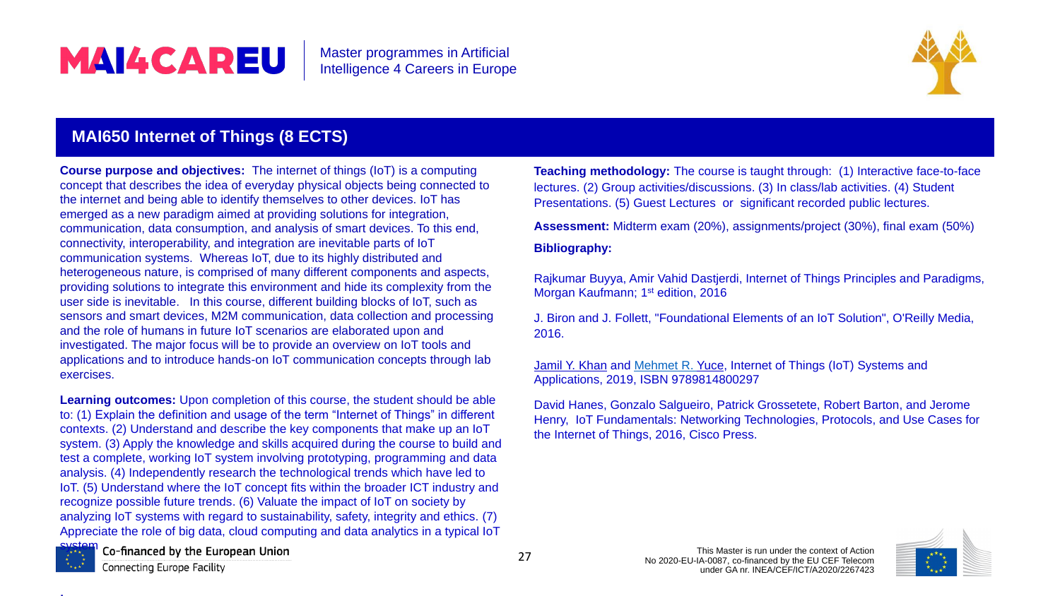## MAI650 Internet of Things (8 ECTS)

**Course purpose and objectives:** The internet of things (IoT) is a computing concept that describes the idea of everyday physical objects being connected to the internet and being able to identify themselves to other devices. IoT has emerged as a new paradigm aimed at providing solutions for integration, communication, data consumption, and analysis of smart devices. To this end, connectivity, interoperability, and integration are inevitable parts of IoT communication systems. Whereas IoT, due to its highly distributed and heterogeneous nature, is comprised of many different components and aspects, providing solutions to integrate this environment and hide its complexity from the user side is inevitable. In this course, different building blocks of IoT, such as sensors and smart devices, M2M communication, data collection and processing and the role of humans in future IoT scenarios are elaborated upon and investigated. The major focus will be to provide an overview on IoT tools and applications and to introduce hands-on IoT communication concepts through lab exercises.

**Learning outcomes:** Upon completion of this course, the student should be able to: (1) Explain the definition and usage of the term "Internet of Things" in different contexts. (2) Understand and describe the key components that make up an IoT system. (3) Apply the knowledge and skills acquired during the course to build and test a complete, working IoT system involving prototyping, programming and data analysis. (4) Independently research the technological trends which have led to IoT. (5) Understand where the IoT concept fits within the broader ICT industry and recognize possible future trends. (6) Valuate the impact of IoT on society by analyzing IoT systems with regard to sustainability, safety, integrity and ethics. (7) Appreciate the role of big data, cloud computing and data analytics in a typical IoT system.

**Teaching methodology:** The course is taught through: (1) Interactive face-to-face lectures. (2) Group activities/discussions. (3) In class/lab activities. (4) Student Presentations. (5) Guest Lectures or significant recorded public lectures.

**Assessment:** Midterm exam (20%), assignments/project (30%), final exam (50%)

**Bibliography:**

Rajkumar Buyya, Amir Vahid Dastjerdi, Internet of Things Principles and Paradigms, Morgan Kaufmann; 1st edition, 2016

J. Biron and J. Follett, "Foundational Elements of an IoT Solution", O'Reilly Media, 2016.

Jamil Y. Khan and Mehmet R. Yuce, Internet of Things (IoT) Systems and Applications, 2019, ISBN 9789814800297

David Hanes, Gonzalo Salgueiro, Patrick Grossetete, Robert Barton, and Jerome Henry, IoT Fundamentals: Networking Technologies, Protocols, and Use Cases for the Internet of Things, 2016, Cisco Press.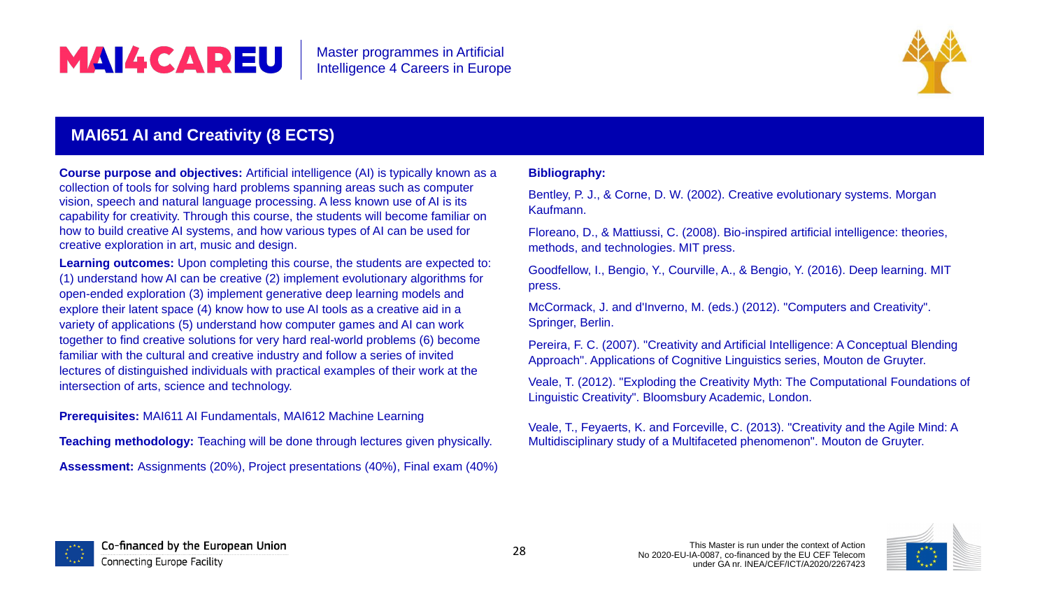## MAI651 AI and Creativity (8 ECTS)

**Course purpose and objectives:** Artificial intelligence (AI) is typically known as a collection of tools for solving hard problems spanning areas such as computer vision, speech and natural language processing. A less known use of AI is its capability for creativity. Through this course, the students will become familiar on how to build creative AI systems, and how various types of AI can be used for creative exploration in art, music and design.

**Learning outcomes:** Upon completing this course, the students are expected to: (1) understand how AI can be creative (2) implement evolutionary algorithms for open-ended exploration (3) implement generative deep learning models and explore their latent space (4) know how to use AI tools as a creative aid in a variety of applications (5) understand how computer games and AI can work together to find creative solutions for very hard real-world problems (6) become familiar with the cultural and creative industry and follow a series of invited lectures of distinguished individuals with practical examples of their work at the intersection of arts, science and technology.

**Prerequisites:** MAI611 AI Fundamentals, MAI612 Machine Learning

**Teaching methodology:** Teaching will be done through lectures given physically.

**Assessment:** Assignments (20%), Project presentations (40%), Final exam (40%)

**Bibliography:**

Bentley, P. J., & Corne, D. W. (2002). Creative evolutionary systems. Morgan Kaufmann.

Floreano, D., & Mattiussi, C. (2008). Bio-inspired artificial intelligence: theories, methods, and technologies. MIT press.

Goodfellow, I., Bengio, Y., Courville, A., & Bengio, Y. (2016). Deep learning. MIT press.

McCormack, J. and d'Inverno, M. (eds.) (2012). "Computers and Creativity". Springer, Berlin.

Pereira, F. C. (2007). "Creativity and Artificial Intelligence: A Conceptual Blending Approach". Applications of Cognitive Linguistics series, Mouton de Gruyter.

Veale, T. (2012). "Exploding the Creativity Myth: The Computational Foundations of Linguistic Creativity". Bloomsbury Academic, London.

Veale, T., Feyaerts, K. and Forceville, C. (2013). "Creativity and the Agile Mind: A Multidisciplinary study of a Multifaceted phenomenon". Mouton de Gruyter.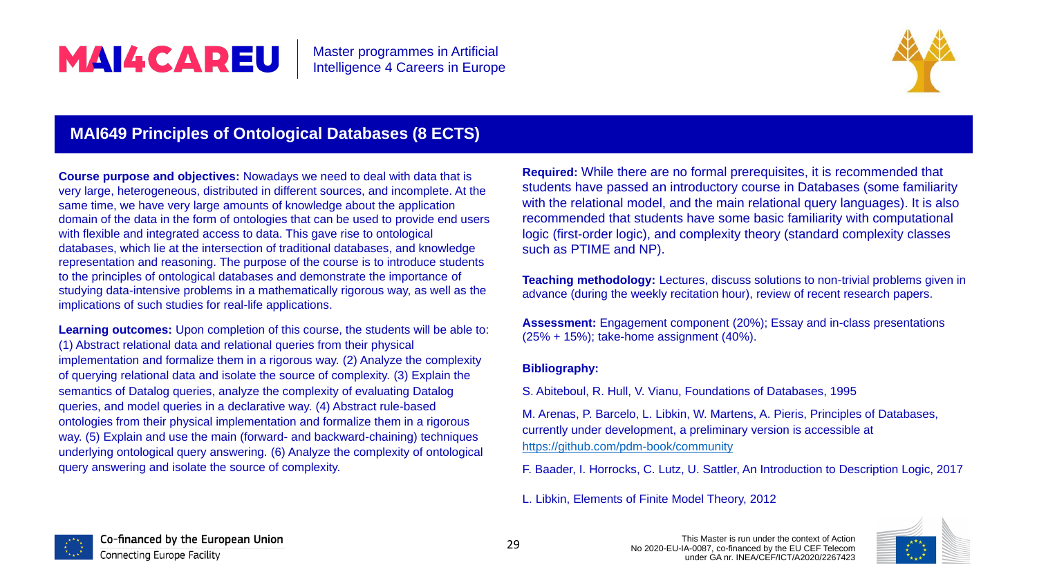## MAI649 Principles of Ontological Databases (8 ECTS)

**Course purpose and objectives:** Nowadays we need to deal with data that is very large, heterogeneous, distributed in different sources, and incomplete. At the same time, we have very large amounts of knowledge about the application domain of the data in the form of ontologies that can be used to provide end users with flexible and integrated access to data. This gave rise to ontological databases, which lie at the intersection of traditional databases, and knowledge representation and reasoning. The purpose of the course is to introduce students to the principles of ontological databases and demonstrate the importance of studying data-intensive problems in a mathematically rigorous way, as well as the implications of such studies for real-life applications.

**Learning outcomes:** Upon completion of this course, the students will be able to: (1) Abstract relational data and relational queries from their physical implementation and formalize them in a rigorous way. (2) Analyze the complexity of querying relational data and isolate the source of complexity. (3) Explain the semantics of Datalog queries, analyze the complexity of evaluating Datalog queries, and model queries in a declarative way. (4) Abstract rule-based ontologies from their physical implementation and formalize them in a rigorous way. (5) Explain and use the main (forward- and backward-chaining) techniques underlying ontological query answering. (6) Analyze the complexity of ontological query answering and isolate the source of complexity.

**Required:** While there are no formal prerequisites, it is recommended that students have passed an introductory course in Databases (some familiarity with the relational model, and the main relational query languages). It is also recommended that students have some basic familiarity with computational logic (first-order logic), and complexity theory (standard complexity classes such as PTIME and NP).

**Teaching methodology:** Lectures, discuss solutions to non-trivial problems given in advance (during the weekly recitation hour), review of recent research papers.

**Assessment:** Engagement component (20%); Essay and in-class presentations (25% + 15%); take-home assignment (40%).

**Bibliography:**

S. Abiteboul, R. Hull, V. Vianu, Foundations of Databases, 1995

M. Arenas, P. Barcelo, L. Libkin, W. Martens, A. Pieris, Principles of Databases, currently under development, a preliminary version is accessible at https://github.com/pdm-book/community

F. Baader, I. Horrocks, C. Lutz, U. Sattler, An Introduction to Description Logic, 2017

L. Libkin, Elements of Finite Model Theory, 2012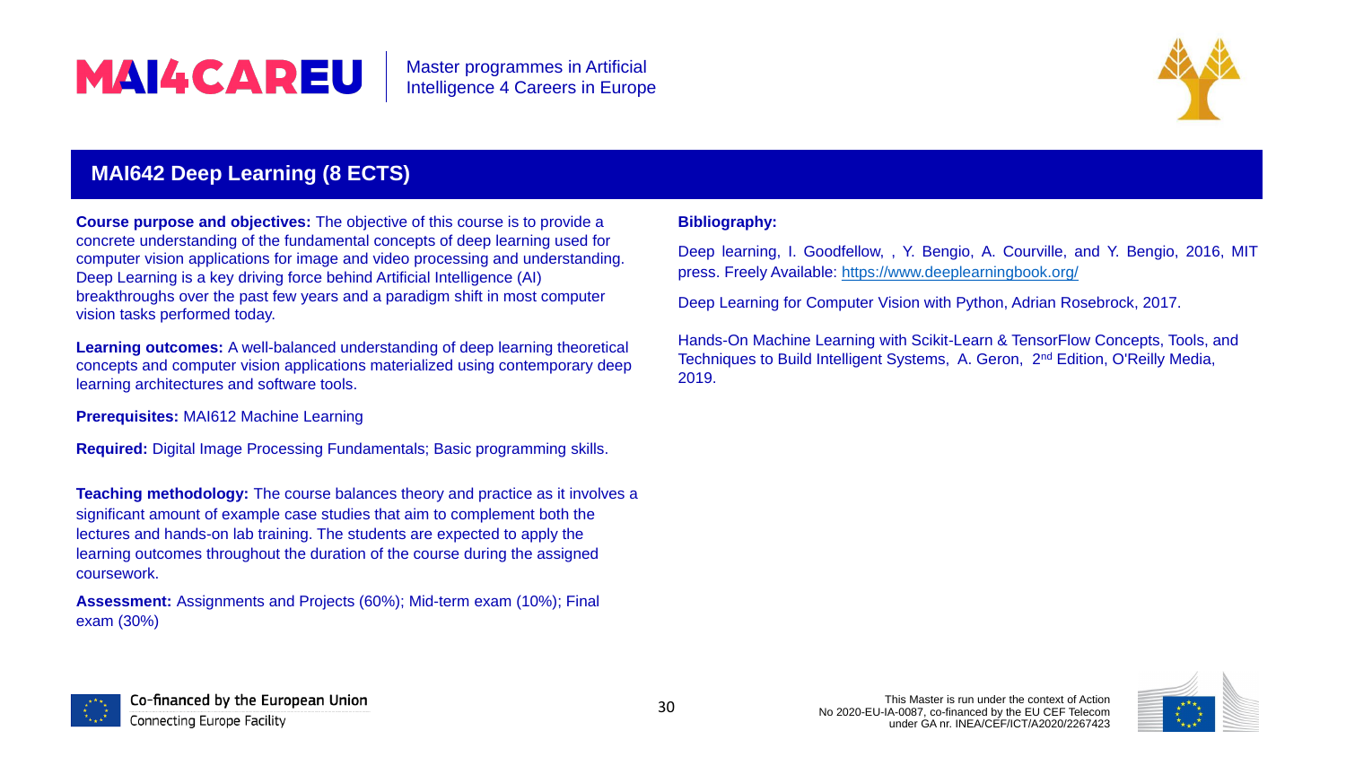## MAI642 Deep Learning (8 ECTS)

**Course purpose and objectives:** The objective of this course is to provide a concrete understanding of the fundamental concepts of deep learning used for computer vision applications for image and video processing and understanding. Deep Learning is a key driving force behind Artificial Intelligence (AI) breakthroughs over the past few years and a paradigm shift in most computer vision tasks performed today.

**Learning outcomes:** A well-balanced understanding of deep learning theoretical concepts and computer vision applications materialized using contemporary deep learning architectures and software tools.

**Prerequisites:** MAI612 Machine Learning

**Required:** Digital Image Processing Fundamentals; Basic programming skills.

**Teaching methodology:** The course balances theory and practice as it involves a significant amount of example case studies that aim to complement both the lectures and hands-on lab training. The students are expected to apply the learning outcomes throughout the duration of the course during the assigned coursework.

**Assessment:** Assignments and Projects (60%); Mid-term exam (10%); Final exam (30%)

**Bibliography:**

Deep learning, I. Goodfellow, , Y. Bengio, A. Courville, and Y. Bengio, 2016, MIT press. Freely Available: https://www.deeplearningbook.org/

Deep Learning for Computer Vision with Python, Adrian Rosebrock, 2017.

Hands-On Machine Learning with Scikit-Learn & TensorFlow Concepts, Tools, and Techniques to Build Intelligent Systems, A. Geron, 2nd Edition, O'Reilly Media, 2019.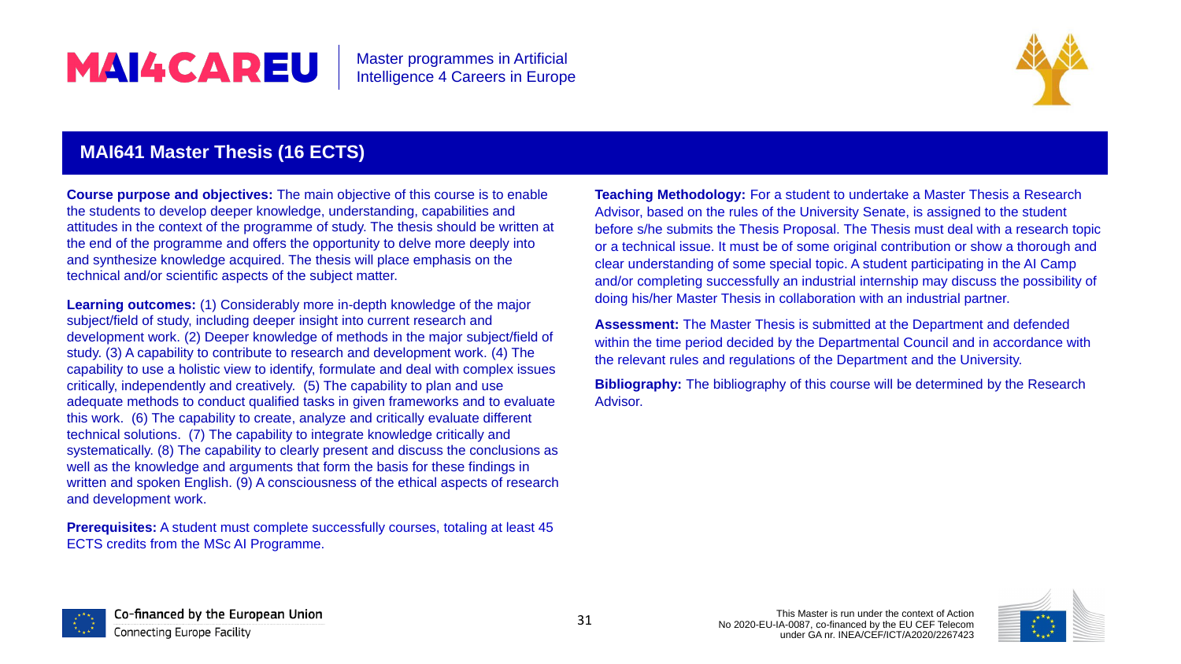## MAI641 Master Thesis (16 ECTS)

**Course purpose and objectives:** The main objective of this course is to enable the students to develop deeper knowledge, understanding, capabilities and attitudes in the context of the programme of study. The thesis should be written at the end of the programme and offers the opportunity to delve more deeply into and synthesize knowledge acquired. The thesis will place emphasis on the technical and/or scientific aspects of the subject matter.

**Learning outcomes:** (1) Considerably more in-depth knowledge of the major subject/field of study, including deeper insight into current research and development work. (2) Deeper knowledge of methods in the major subject/field of study. (3) A capability to contribute to research and development work. (4) The capability to use a holistic view to identify, formulate and deal with complex issues critically, independently and creatively. (5) The capability to plan and use adequate methods to conduct qualified tasks in given frameworks and to evaluate this work. (6) The capability to create, analyze and critically evaluate different technical solutions. (7) The capability to integrate knowledge critically and systematically. (8) The capability to clearly present and discuss the conclusions as well as the knowledge and arguments that form the basis for these findings in written and spoken English. (9) A consciousness of the ethical aspects of research and development work.

**Prerequisites:** A student must complete successfully courses, totaling at least 45 ECTS credits from the MSc AI Programme.

**Teaching Methodology:** For a student to undertake a Master Thesis a Research Advisor, based on the rules of the University Senate, is assigned to the student before s/he submits the Thesis Proposal. The Thesis must deal with a research topic or a technical issue. It must be of some original contribution or show a thorough and clear understanding of some special topic. A student participating in the AI Camp and/or completing successfully an industrial internship may discuss the possibility of doing his/her Master Thesis in collaboration with an industrial partner.

**Assessment:** The Master Thesis is submitted at the Department and defended within the time period decided by the Departmental Council and in accordance with the relevant rules and regulations of the Department and the University.

**Bibliography:** The bibliography of this course will be determined by the Research Advisor.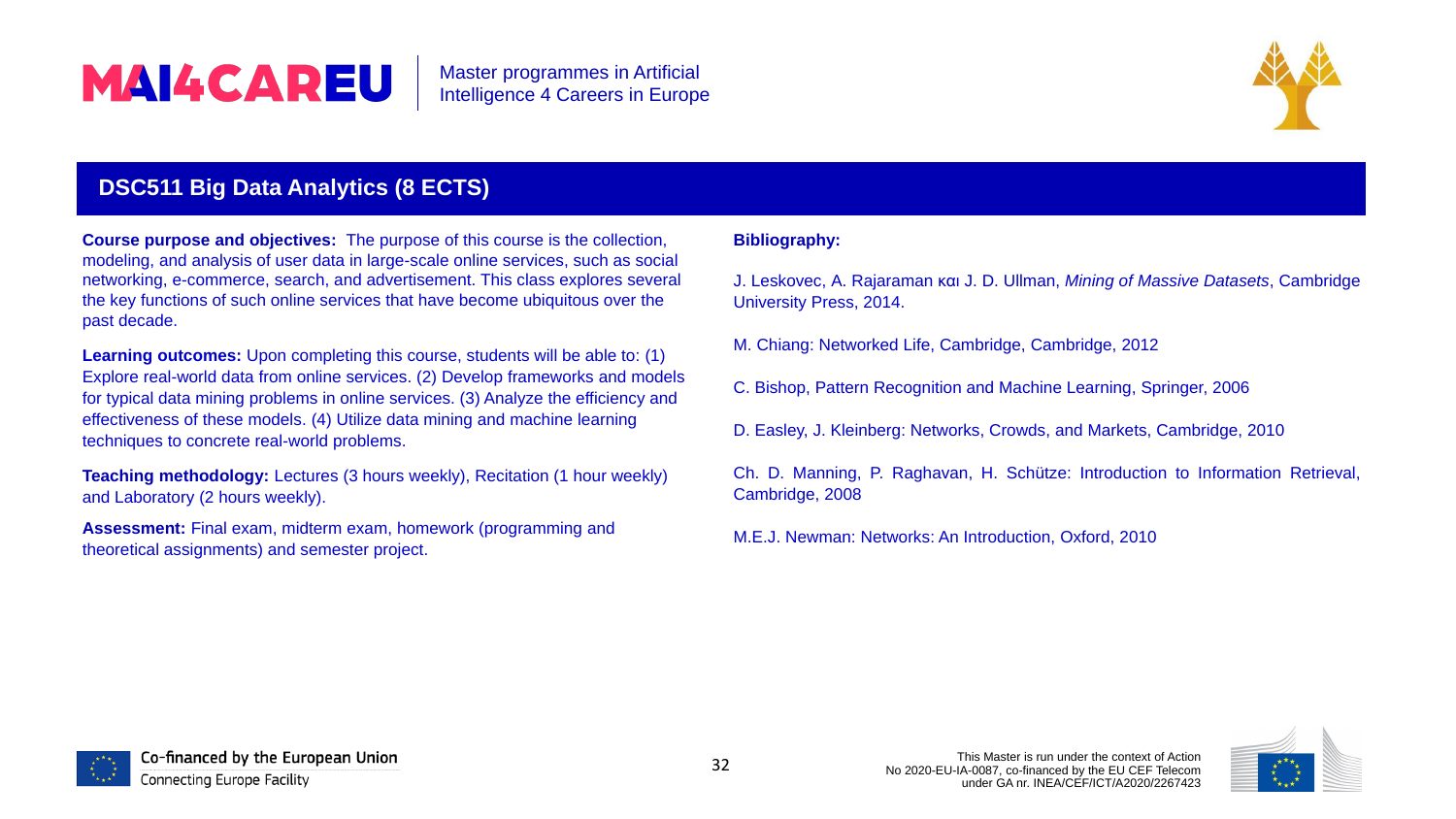## DSC511 Big Data Analytics (8 ECTS)

**Course purpose and objectives:** The purpose of this course is the collection, modeling, and analysis of user data in large-scale online services, such as social networking, e-commerce, search, and advertisement. This class explores several the key functions of such online services that have become ubiquitous over the past decade.

**Learning outcomes:** Upon completing this course, students will be able to: (1) Explore real-world data from online services. (2) Develop frameworks and models for typical data mining problems in online services. (3) Analyze the efficiency and effectiveness of these models. (4) Utilize data mining and machine learning techniques to concrete real-world problems.

**Teaching methodology:** Lectures (3 hours weekly), Recitation (1 hour weekly) and Laboratory (2 hours weekly).

**Assessment:** Final exam, midterm exam, homework (programming and theoretical assignments) and semester project.

**Bibliography:**

J. Leskovec, A. Rajaraman και J. D. Ullman, *Mining of Massive Datasets*, Cambridge University Press, 2014.

M. Chiang: Networked Life, Cambridge, Cambridge, 2012

C. Bishop, Pattern Recognition and Machine Learning, Springer, 2006

D. Easley, J. Kleinberg: Networks, Crowds, and Markets, Cambridge, 2010

Ch. D. Manning, P. Raghavan, H. Schütze: Introduction to Information Retrieval, Cambridge, 2008

M.E.J. Newman: Networks: An Introduction, Oxford, 2010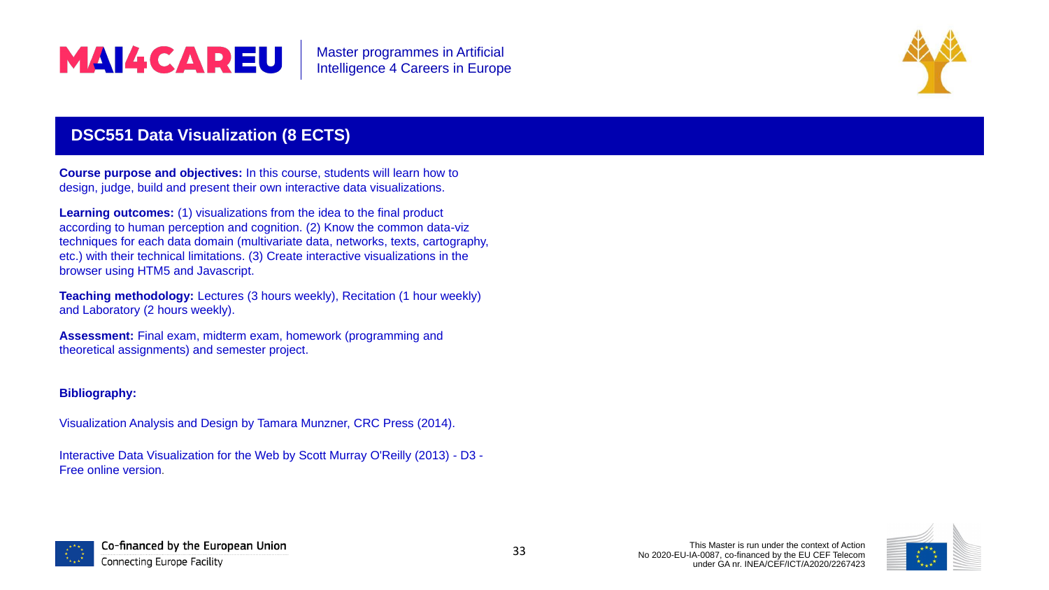## DSC551 Data Visualization (8 ECTS)

**Course purpose and objectives:** In this course, students will learn how to design, judge, build and present their own interactive data visualizations.

**Learning outcomes:** (1) visualizations from the idea to the final product according to human perception and cognition. (2) Know the common data-viz techniques for each data domain (multivariate data, networks, texts, cartography, etc.) with their technical limitations. (3) Create interactive visualizations in the browser using HTM5 and Javascript.

**Teaching methodology:** Lectures (3 hours weekly), Recitation (1 hour weekly) and Laboratory (2 hours weekly).

**Assessment:** Final exam, midterm exam, homework (programming and theoretical assignments) and semester project.

**Bibliography:**

Visualization Analysis and Design by Tamara Munzner, CRC Press (2014).

Interactive Data Visualization for the Web by Scott Murray O'Reilly (2013) - D3 - Free online version.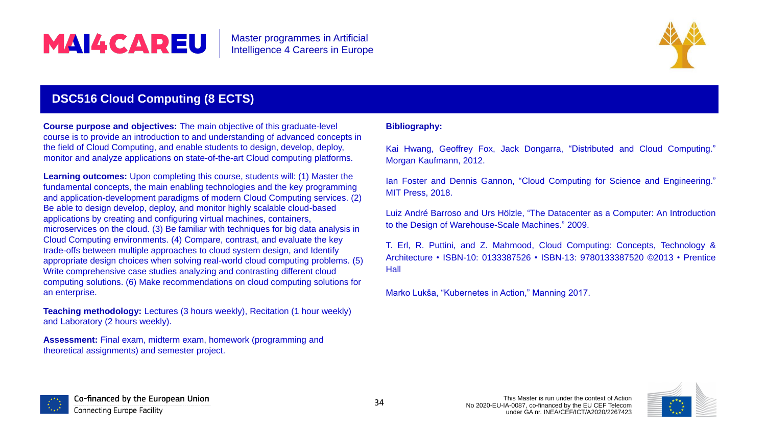## DSC516 Cloud Computing (8 ECTS)

**Course purpose and objectives:** The main objective of this graduate-level course is to provide an introduction to and understanding of advanced concepts in the field of Cloud Computing, and enable students to design, develop, deploy, monitor and analyze applications on state-of-the-art Cloud computing platforms.

**Learning outcomes:** Upon completing this course, students will: (1) Master the fundamental concepts, the main enabling technologies and the key programming and application-development paradigms of modern Cloud Computing services. (2) Be able to design develop, deploy, and monitor highly scalable cloud-based applications by creating and configuring virtual machines, containers, microservices on the cloud. (3) Be familiar with techniques for big data analysis in Cloud Computing environments. (4) Compare, contrast, and evaluate the key trade-offs between multiple approaches to cloud system design, and Identify appropriate design choices when solving real-world cloud computing problems. (5) Write comprehensive case studies analyzing and contrasting different cloud computing solutions. (6) Make recommendations on cloud computing solutions for an enterprise.

**Teaching methodology:** Lectures (3 hours weekly), Recitation (1 hour weekly) and Laboratory (2 hours weekly).

**Assessment:** Final exam, midterm exam, homework (programming and theoretical assignments) and semester project.

**Bibliography:**

Kai Hwang, Geoffrey Fox, Jack Dongarra, "Distributed and Cloud Computing." Morgan Kaufmann, 2012.

Ian Foster and Dennis Gannon, "Cloud Computing for Science and Engineering." MIT Press, 2018.

Luiz André Barroso and Urs Hölzle, "The Datacenter as a Computer: An Introduction to the Design of Warehouse-Scale Machines." 2009.

T. Erl, R. Puttini, and Z. Mahmood, Cloud Computing: Concepts, Technology & Architecture • ISBN-10: 0133387526 • ISBN-13: 9780133387520 ©2013 • Prentice Hall

Marko Lukša, "Kubernetes in Action," Manning 2017.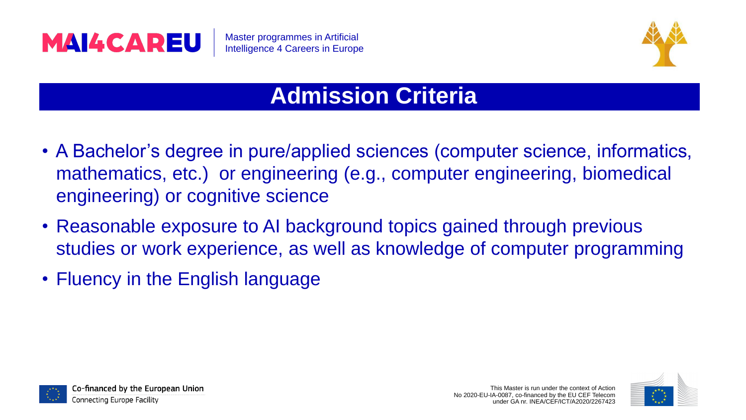## Admission Criteria

- A Bachelor's degree in pure/applied sciences (computer science, informatics, mathematics, etc.) or engineering (e.g., computer engineering, biomedical engineering) or cognitive science
- Reasonable exposure to AI background topics gained through previous studies or work experience, as well as knowledge of computer programming
- Fluency in the English language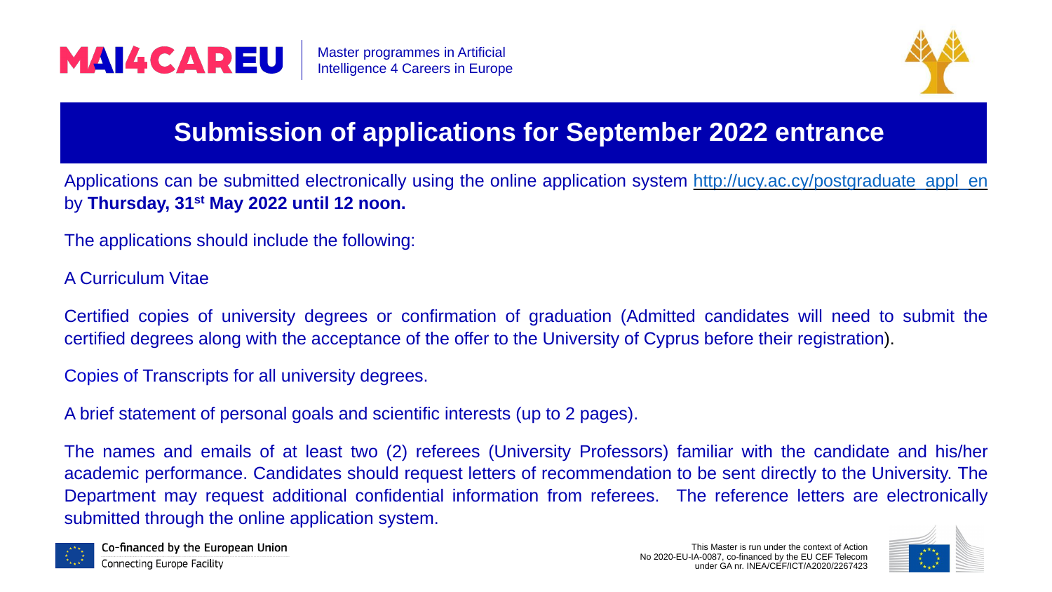# Submission of applications for September 2022 entrance

Applications can be submitted electronically using the online application system http://ucy.ac.cy/postgraduate_appl_en by **Thursday, 31st May 2022 until 12 noon.**

The applications should include the following:

A Curriculum Vitae

Certified copies of university degrees or confirmation of graduation (Admitted candidates will need to submit the certified degrees along with the acceptance of the offer to the University of Cyprus before their registration).

Copies of Transcripts for all university degrees.

A brief statement of personal goals and scientific interests (up to 2 pages).

The names and emails of at least two (2) referees (University Professors) familiar with the candidate and his/her academic performance. Candidates should request letters of recommendation to be sent directly to the University. The Department may request additional confidential information from referees. The reference letters are electronically submitted through the online application system.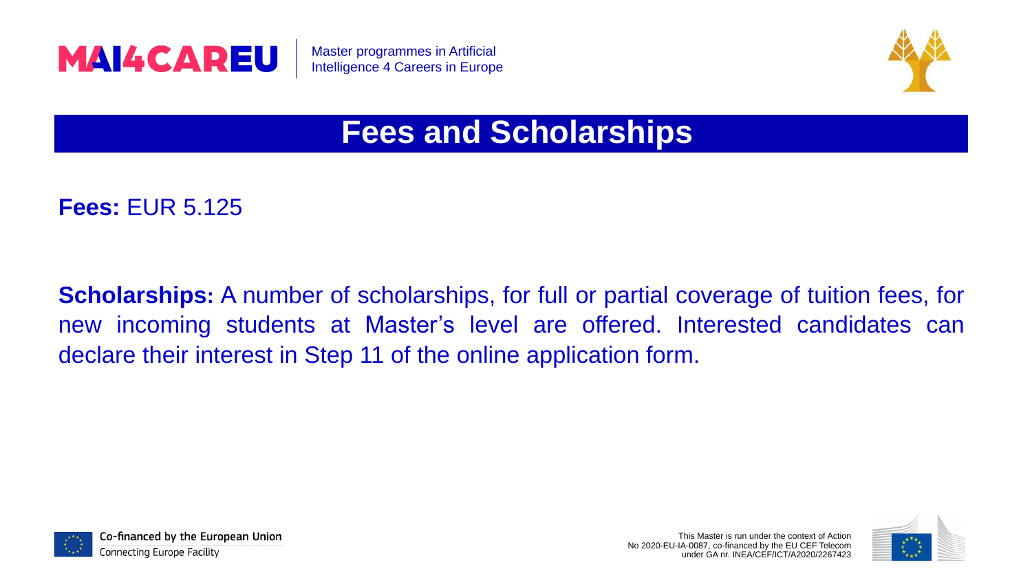# Fees and Scholarships

**Fees:** EUR 5.125

**Scholarships:** A number of scholarships, for full or partial coverage of tuition fees, for new incoming students at Master's level are offered. Interested candidates can declare their interest in Step 11 of the online application form.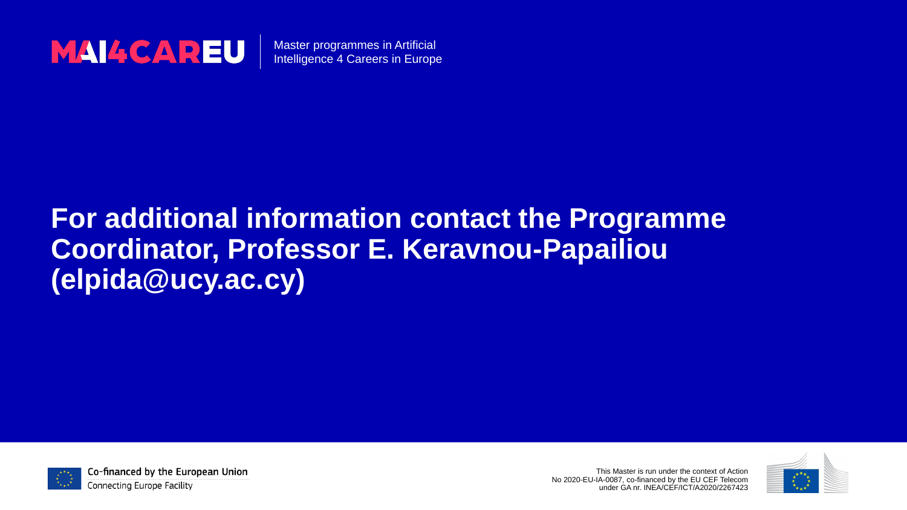MAI4CAREU | Master programmes in Artificial Intelligence 4 Careers in Europe

**For additional information contact the Programme Coordinator, Professor E. Keravnou-Papailiou (elpida@ucy.ac.cy)**

Co-financed by the European Union
Connecting Europe Facility

This Master is run under the context of Action No 2020-EU-IA-0087, co-financed by the EU CEF Telecom under GA nr. INEA/CEF/ICT/A2020/2267423